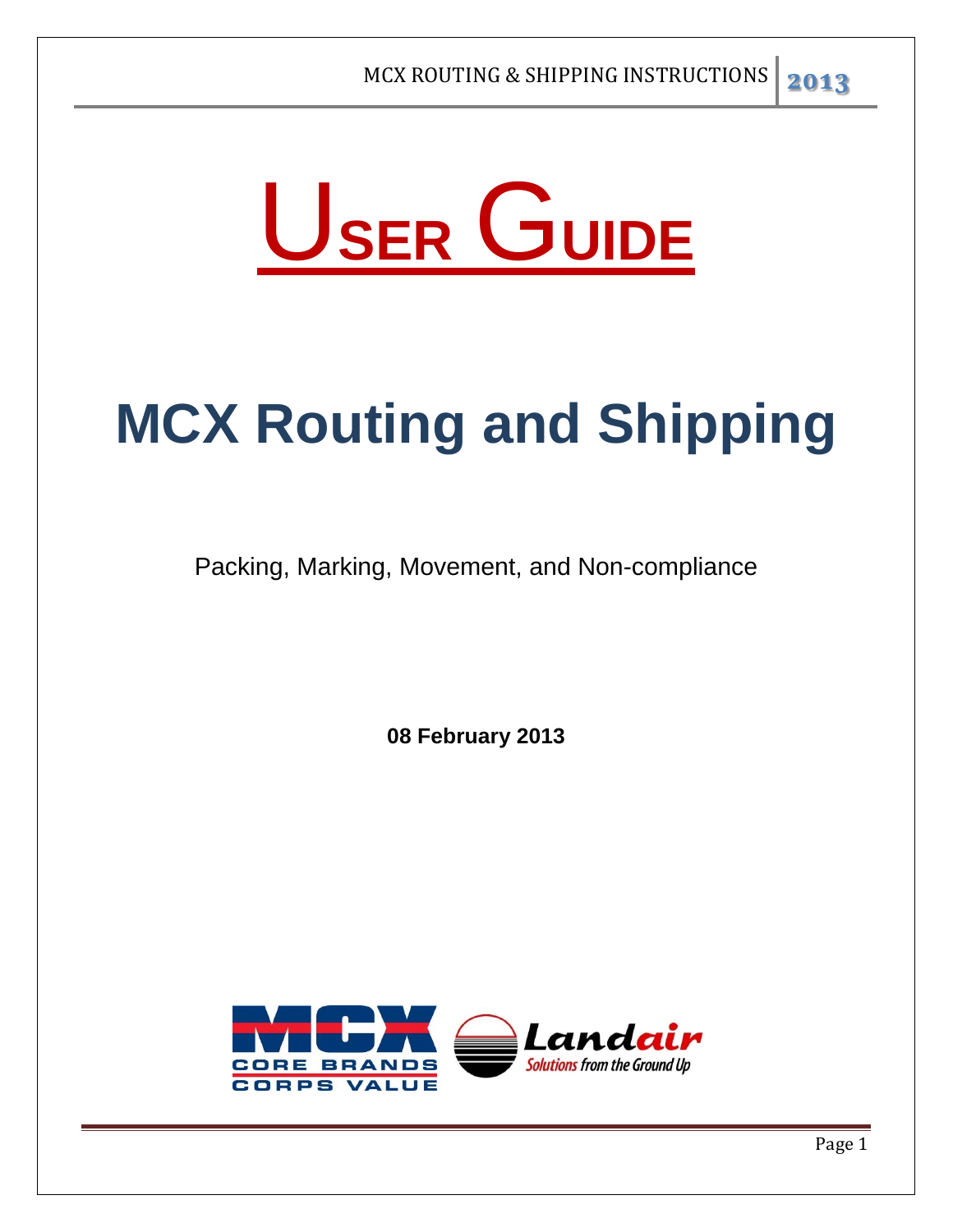# USER GUIDE

# MCX Routing and Shipping

Packing, Marking, Movement, and Non-compliance

**08 February 2013**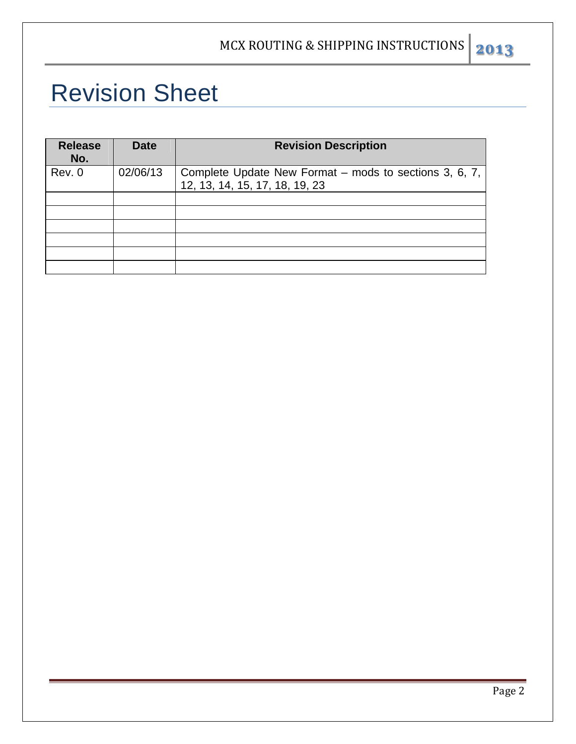# Revision Sheet

| Release No. | Date | Revision Description |
|---|---|---|
| Rev. 0 | 02/06/13 | Complete Update New Format – mods to sections 3, 6, 7, 12, 13, 14, 15, 17, 18, 19, 23 |
| | | |
| | | |
| | | |
| | | |
| | | |
| | | |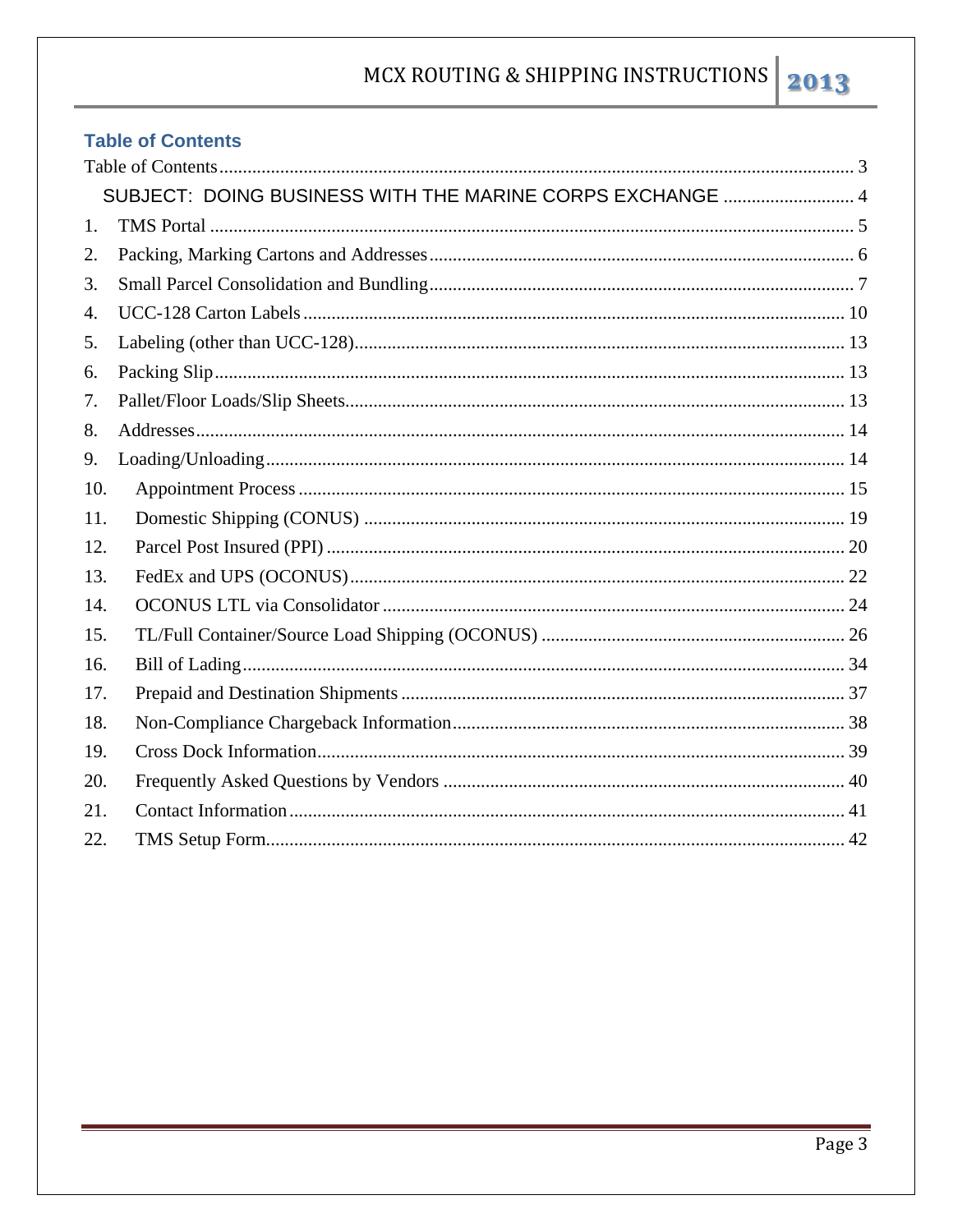## Table of Contents

Table of Contents ........ 3

SUBJECT: DOING BUSINESS WITH THE MARINE CORPS EXCHANGE ........ 4

1. TMS Portal ........ 5
2. Packing, Marking Cartons and Addresses ........ 6
3. Small Parcel Consolidation and Bundling ........ 7
4. UCC-128 Carton Labels ........ 10
5. Labeling (other than UCC-128) ........ 13
6. Packing Slip ........ 13
7. Pallet/Floor Loads/Slip Sheets ........ 13
8. Addresses ........ 14
9. Loading/Unloading ........ 14
10. Appointment Process ........ 15
11. Domestic Shipping (CONUS) ........ 19
12. Parcel Post Insured (PPI) ........ 20
13. FedEx and UPS (OCONUS) ........ 22
14. OCONUS LTL via Consolidator ........ 24
15. TL/Full Container/Source Load Shipping (OCONUS) ........ 26
16. Bill of Lading ........ 34
17. Prepaid and Destination Shipments ........ 37
18. Non-Compliance Chargeback Information ........ 38
19. Cross Dock Information ........ 39
20. Frequently Asked Questions by Vendors ........ 40
21. Contact Information ........ 41
22. TMS Setup Form ........ 42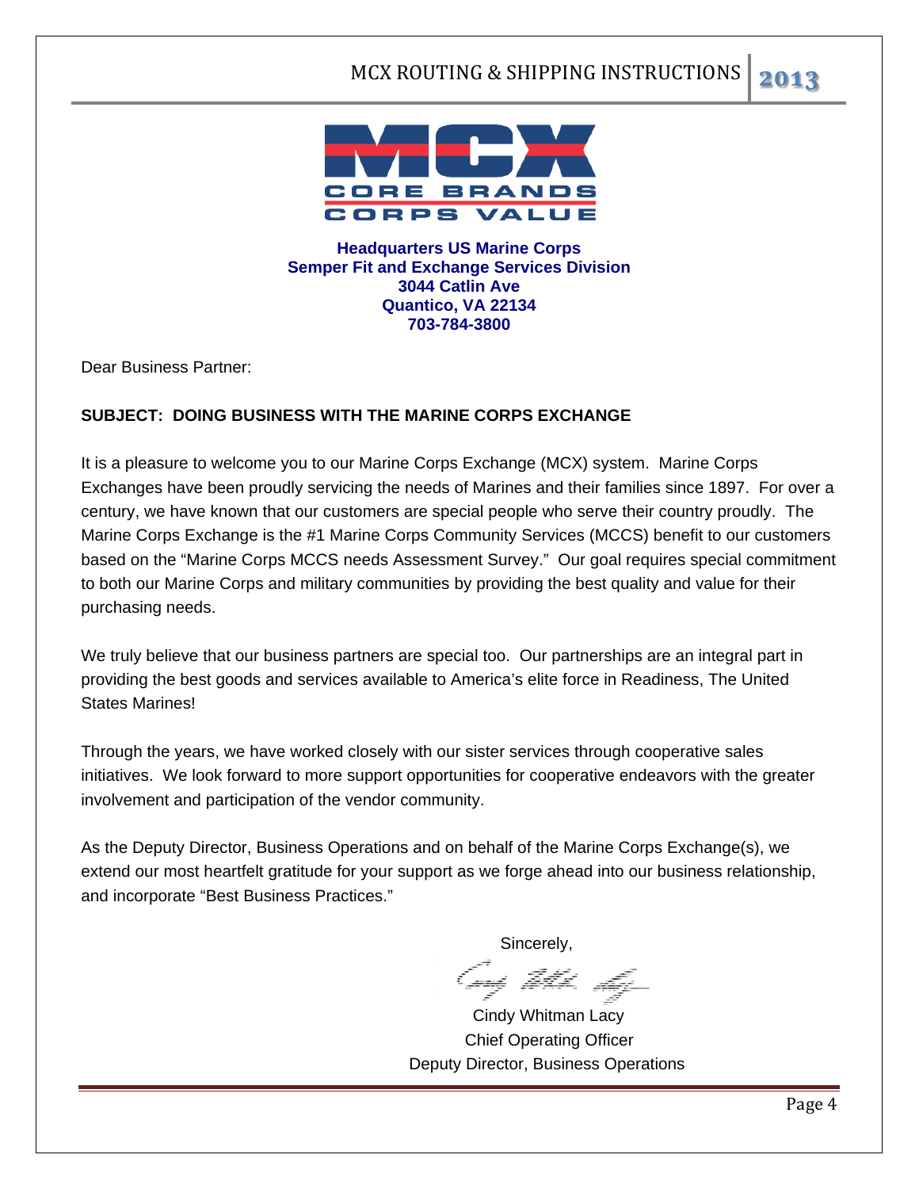**Headquarters US Marine Corps**
**Semper Fit and Exchange Services Division**
**3044 Catlin Ave**
**Quantico, VA 22134**
**703-784-3800**

Dear Business Partner:

**SUBJECT: DOING BUSINESS WITH THE MARINE CORPS EXCHANGE**

It is a pleasure to welcome you to our Marine Corps Exchange (MCX) system. Marine Corps Exchanges have been proudly servicing the needs of Marines and their families since 1897. For over a century, we have known that our customers are special people who serve their country proudly. The Marine Corps Exchange is the #1 Marine Corps Community Services (MCCS) benefit to our customers based on the "Marine Corps MCCS needs Assessment Survey." Our goal requires special commitment to both our Marine Corps and military communities by providing the best quality and value for their purchasing needs.

We truly believe that our business partners are special too. Our partnerships are an integral part in providing the best goods and services available to America's elite force in Readiness, The United States Marines!

Through the years, we have worked closely with our sister services through cooperative sales initiatives. We look forward to more support opportunities for cooperative endeavors with the greater involvement and participation of the vendor community.

As the Deputy Director, Business Operations and on behalf of the Marine Corps Exchange(s), we extend our most heartfelt gratitude for your support as we forge ahead into our business relationship, and incorporate "Best Business Practices."

Sincerely,

Cindy Whitman Lacy
Chief Operating Officer
Deputy Director, Business Operations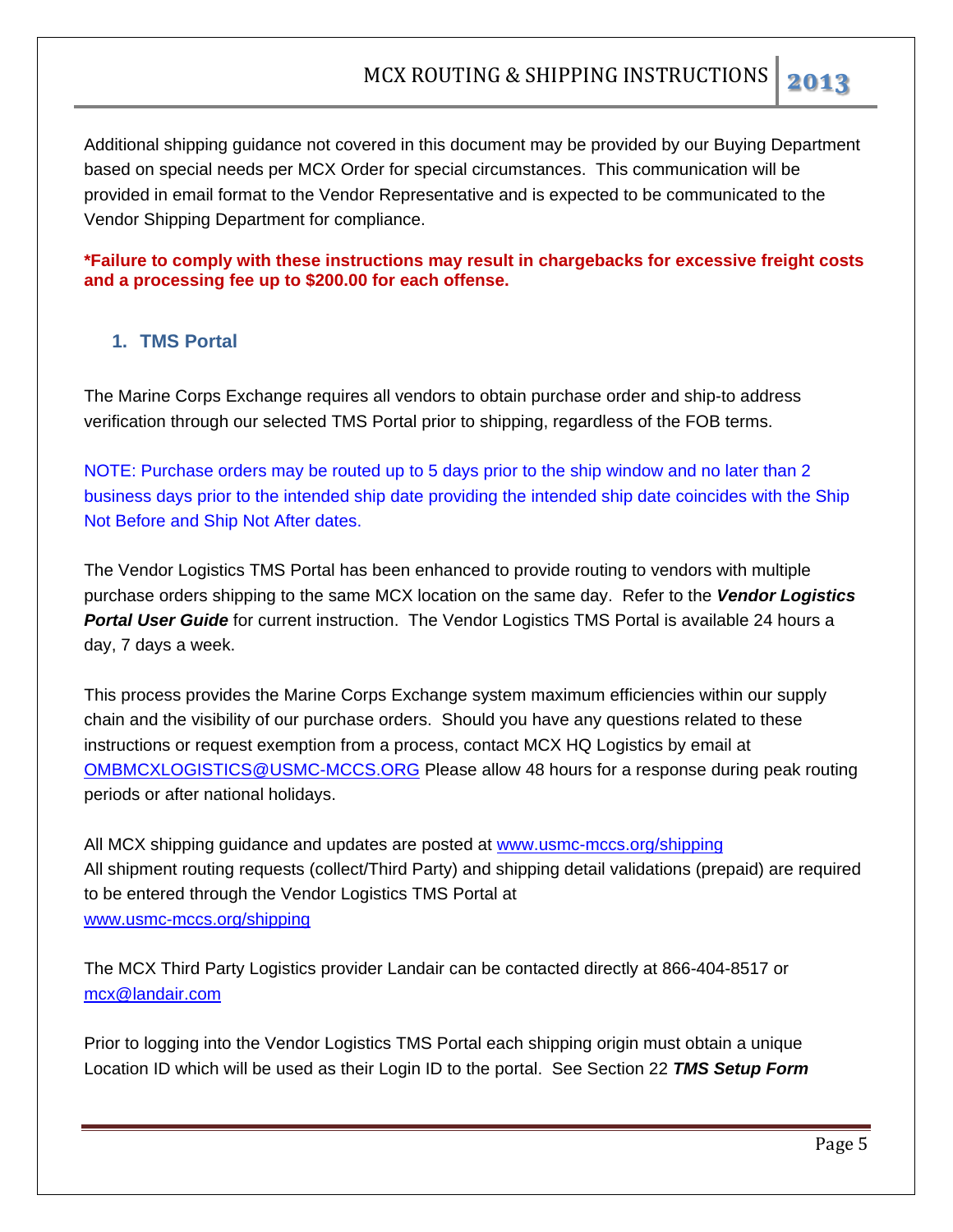Additional shipping guidance not covered in this document may be provided by our Buying Department based on special needs per MCX Order for special circumstances. This communication will be provided in email format to the Vendor Representative and is expected to be communicated to the Vendor Shipping Department for compliance.

**\*Failure to comply with these instructions may result in chargebacks for excessive freight costs and a processing fee up to $200.00 for each offense.**

## 1. TMS Portal

The Marine Corps Exchange requires all vendors to obtain purchase order and ship-to address verification through our selected TMS Portal prior to shipping, regardless of the FOB terms.

NOTE: Purchase orders may be routed up to 5 days prior to the ship window and no later than 2 business days prior to the intended ship date providing the intended ship date coincides with the Ship Not Before and Ship Not After dates.

The Vendor Logistics TMS Portal has been enhanced to provide routing to vendors with multiple purchase orders shipping to the same MCX location on the same day. Refer to the ***Vendor Logistics Portal User Guide*** for current instruction. The Vendor Logistics TMS Portal is available 24 hours a day, 7 days a week.

This process provides the Marine Corps Exchange system maximum efficiencies within our supply chain and the visibility of our purchase orders. Should you have any questions related to these instructions or request exemption from a process, contact MCX HQ Logistics by email at OMBMCXLOGISTICS@USMC-MCCS.ORG Please allow 48 hours for a response during peak routing periods or after national holidays.

All MCX shipping guidance and updates are posted at www.usmc-mccs.org/shipping
All shipment routing requests (collect/Third Party) and shipping detail validations (prepaid) are required to be entered through the Vendor Logistics TMS Portal at
www.usmc-mccs.org/shipping

The MCX Third Party Logistics provider Landair can be contacted directly at 866-404-8517 or mcx@landair.com

Prior to logging into the Vendor Logistics TMS Portal each shipping origin must obtain a unique Location ID which will be used as their Login ID to the portal. See Section 22 ***TMS Setup Form***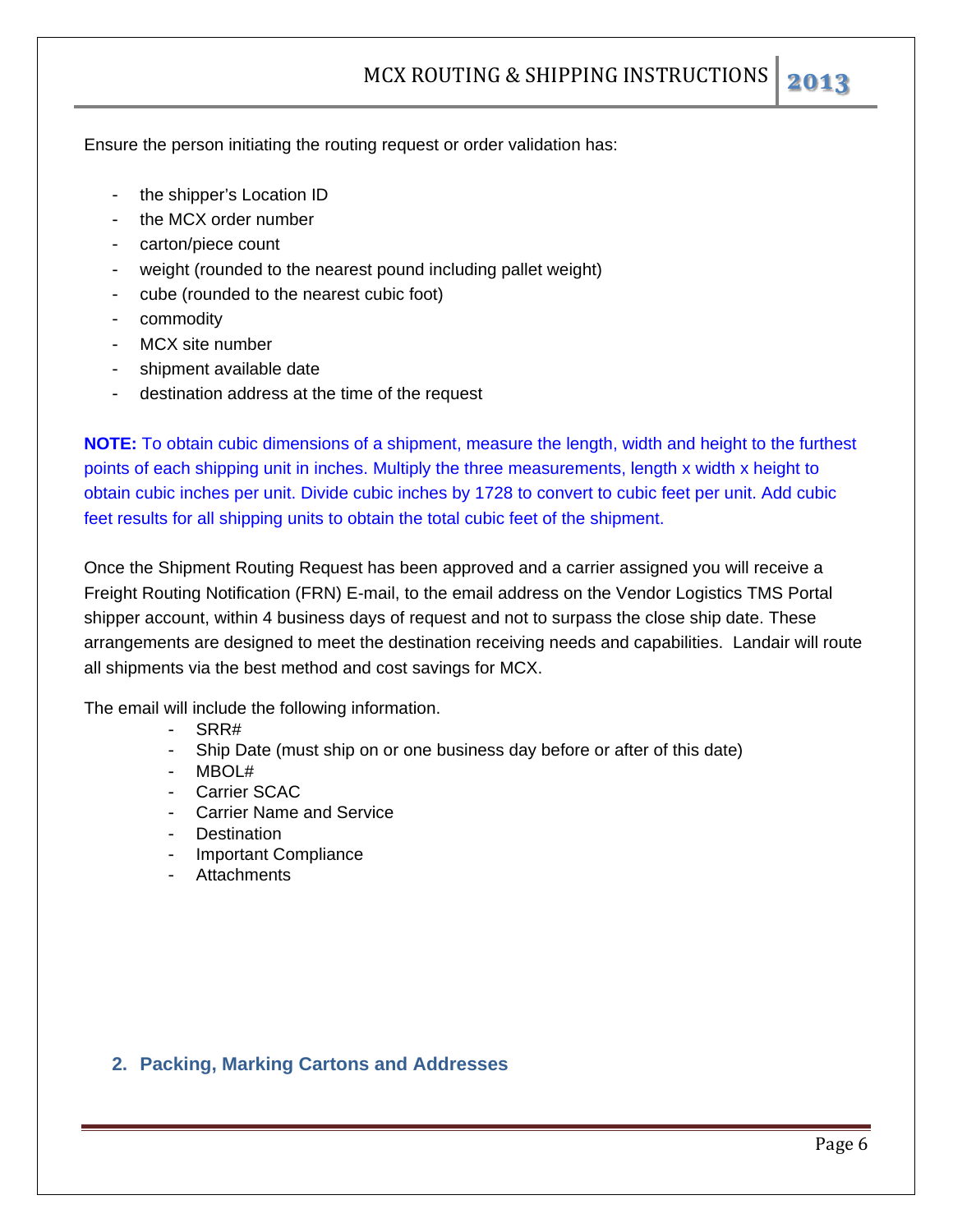Ensure the person initiating the routing request or order validation has:

- the shipper's Location ID
- the MCX order number
- carton/piece count
- weight (rounded to the nearest pound including pallet weight)
- cube (rounded to the nearest cubic foot)
- commodity
- MCX site number
- shipment available date
- destination address at the time of the request

**NOTE:** To obtain cubic dimensions of a shipment, measure the length, width and height to the furthest points of each shipping unit in inches. Multiply the three measurements, length x width x height to obtain cubic inches per unit. Divide cubic inches by 1728 to convert to cubic feet per unit. Add cubic feet results for all shipping units to obtain the total cubic feet of the shipment.

Once the Shipment Routing Request has been approved and a carrier assigned you will receive a Freight Routing Notification (FRN) E-mail, to the email address on the Vendor Logistics TMS Portal shipper account, within 4 business days of request and not to surpass the close ship date. These arrangements are designed to meet the destination receiving needs and capabilities. Landair will route all shipments via the best method and cost savings for MCX.

The email will include the following information.

- SRR#
- Ship Date (must ship on or one business day before or after of this date)
- MBOL#
- Carrier SCAC
- Carrier Name and Service
- Destination
- Important Compliance
- Attachments

## 2. Packing, Marking Cartons and Addresses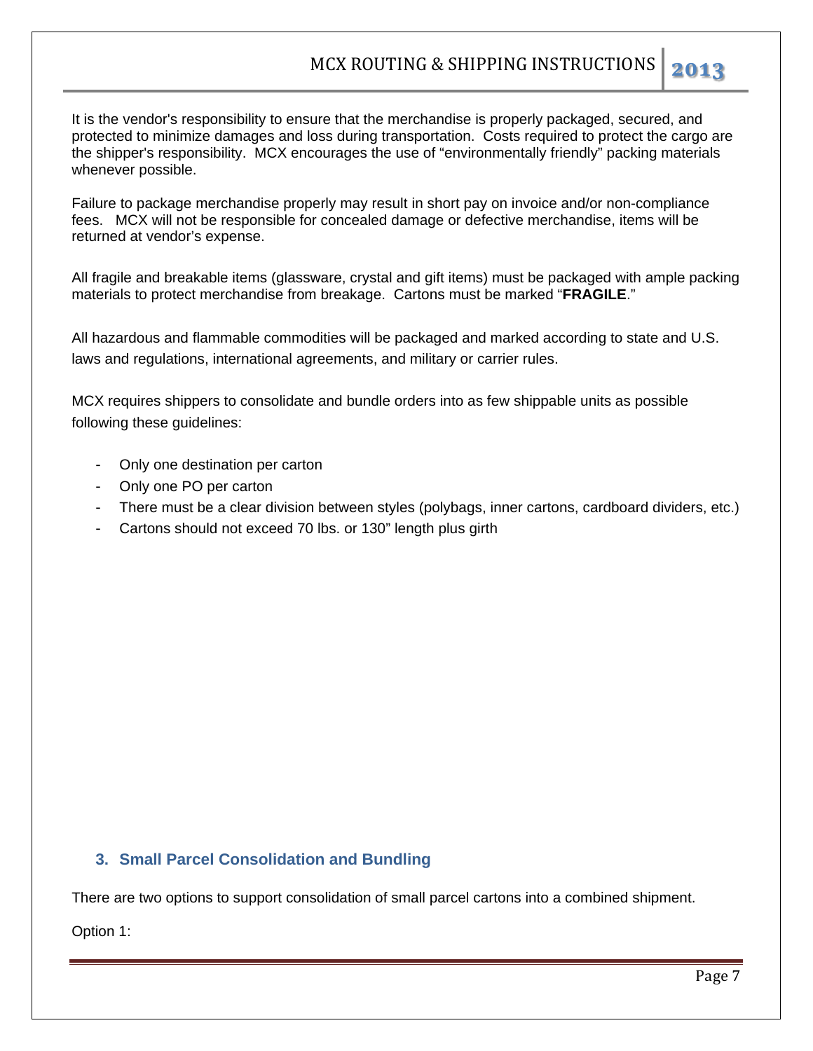It is the vendor's responsibility to ensure that the merchandise is properly packaged, secured, and protected to minimize damages and loss during transportation. Costs required to protect the cargo are the shipper's responsibility. MCX encourages the use of "environmentally friendly" packing materials whenever possible.

Failure to package merchandise properly may result in short pay on invoice and/or non-compliance fees. MCX will not be responsible for concealed damage or defective merchandise, items will be returned at vendor's expense.

All fragile and breakable items (glassware, crystal and gift items) must be packaged with ample packing materials to protect merchandise from breakage. Cartons must be marked "**FRAGILE**."

All hazardous and flammable commodities will be packaged and marked according to state and U.S. laws and regulations, international agreements, and military or carrier rules.

MCX requires shippers to consolidate and bundle orders into as few shippable units as possible following these guidelines:

- Only one destination per carton
- Only one PO per carton
- There must be a clear division between styles (polybags, inner cartons, cardboard dividers, etc.)
- Cartons should not exceed 70 lbs. or 130" length plus girth

## 3. Small Parcel Consolidation and Bundling

There are two options to support consolidation of small parcel cartons into a combined shipment.

Option 1: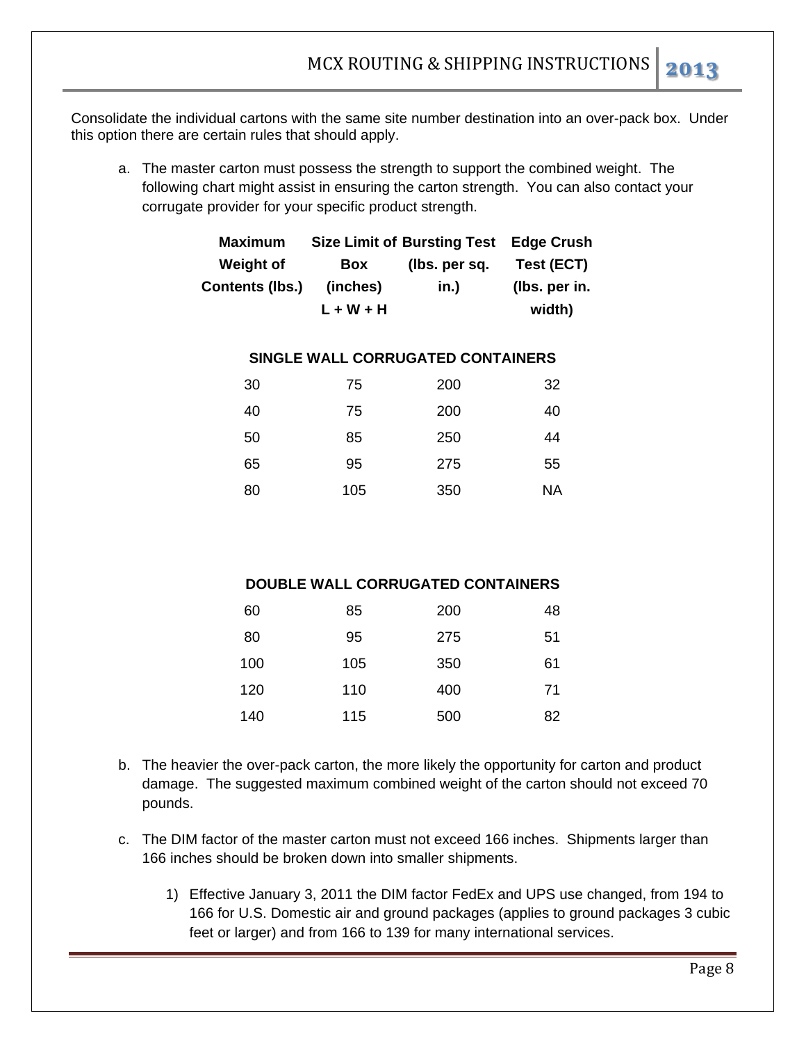Consolidate the individual cartons with the same site number destination into an over-pack box. Under this option there are certain rules that should apply.

a. The master carton must possess the strength to support the combined weight. The following chart might assist in ensuring the carton strength. You can also contact your corrugate provider for your specific product strength.

| Maximum Weight of Contents (lbs.) | Size Limit of Box (inches) L + W + H | Bursting Test (lbs. per sq. in.) | Edge Crush Test (ECT) (lbs. per in. width) |
|---|---|---|---|
| **SINGLE WALL CORRUGATED CONTAINERS** | | | |
| 30 | 75 | 200 | 32 |
| 40 | 75 | 200 | 40 |
| 50 | 85 | 250 | 44 |
| 65 | 95 | 275 | 55 |
| 80 | 105 | 350 | NA |
| **DOUBLE WALL CORRUGATED CONTAINERS** | | | |
| 60 | 85 | 200 | 48 |
| 80 | 95 | 275 | 51 |
| 100 | 105 | 350 | 61 |
| 120 | 110 | 400 | 71 |
| 140 | 115 | 500 | 82 |

b. The heavier the over-pack carton, the more likely the opportunity for carton and product damage. The suggested maximum combined weight of the carton should not exceed 70 pounds.

c. The DIM factor of the master carton must not exceed 166 inches. Shipments larger than 166 inches should be broken down into smaller shipments.

   1) Effective January 3, 2011 the DIM factor FedEx and UPS use changed, from 194 to 166 for U.S. Domestic air and ground packages (applies to ground packages 3 cubic feet or larger) and from 166 to 139 for many international services.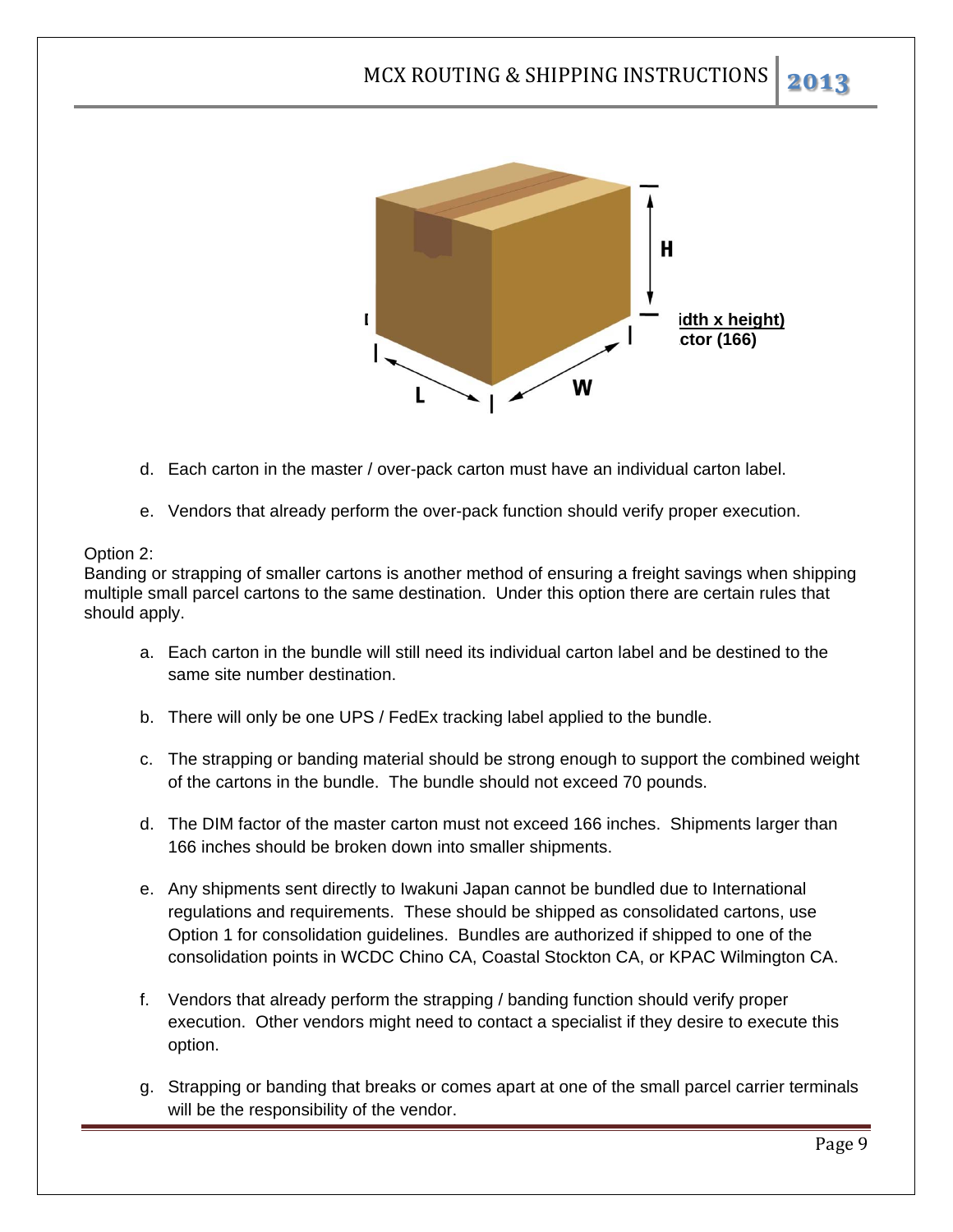d. Each carton in the master / over-pack carton must have an individual carton label.

e. Vendors that already perform the over-pack function should verify proper execution.

Option 2:
Banding or strapping of smaller cartons is another method of ensuring a freight savings when shipping multiple small parcel cartons to the same destination. Under this option there are certain rules that should apply.

a. Each carton in the bundle will still need its individual carton label and be destined to the same site number destination.

b. There will only be one UPS / FedEx tracking label applied to the bundle.

c. The strapping or banding material should be strong enough to support the combined weight of the cartons in the bundle. The bundle should not exceed 70 pounds.

d. The DIM factor of the master carton must not exceed 166 inches. Shipments larger than 166 inches should be broken down into smaller shipments.

e. Any shipments sent directly to Iwakuni Japan cannot be bundled due to International regulations and requirements. These should be shipped as consolidated cartons, use Option 1 for consolidation guidelines. Bundles are authorized if shipped to one of the consolidation points in WCDC Chino CA, Coastal Stockton CA, or KPAC Wilmington CA.

f. Vendors that already perform the strapping / banding function should verify proper execution. Other vendors might need to contact a specialist if they desire to execute this option.

g. Strapping or banding that breaks or comes apart at one of the small parcel carrier terminals will be the responsibility of the vendor.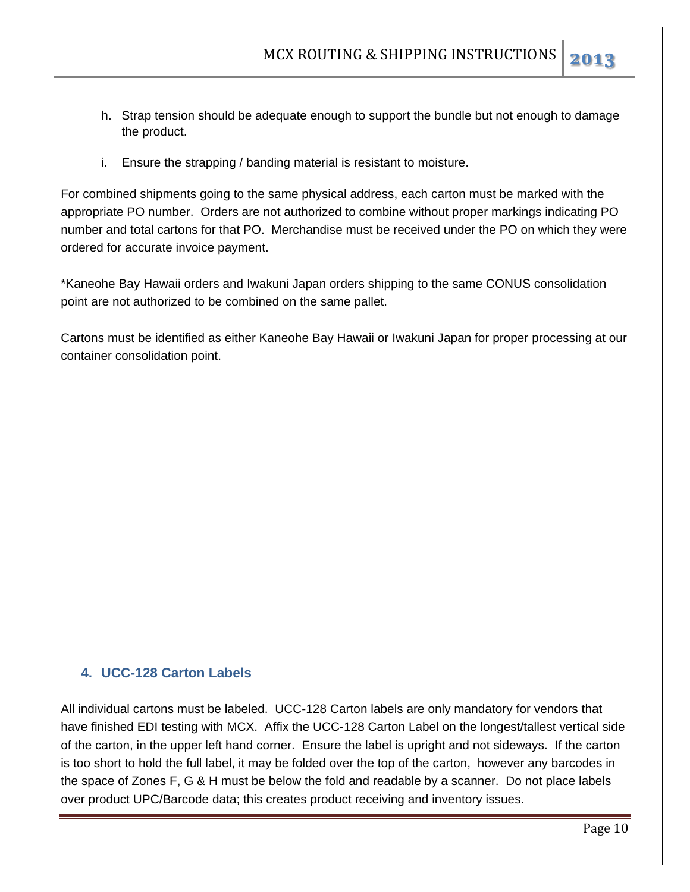h. Strap tension should be adequate enough to support the bundle but not enough to damage the product.

i. Ensure the strapping / banding material is resistant to moisture.

For combined shipments going to the same physical address, each carton must be marked with the appropriate PO number. Orders are not authorized to combine without proper markings indicating PO number and total cartons for that PO. Merchandise must be received under the PO on which they were ordered for accurate invoice payment.

*Kaneohe Bay Hawaii orders and Iwakuni Japan orders shipping to the same CONUS consolidation point are not authorized to be combined on the same pallet.

Cartons must be identified as either Kaneohe Bay Hawaii or Iwakuni Japan for proper processing at our container consolidation point.

## 4. UCC-128 Carton Labels

All individual cartons must be labeled. UCC-128 Carton labels are only mandatory for vendors that have finished EDI testing with MCX. Affix the UCC-128 Carton Label on the longest/tallest vertical side of the carton, in the upper left hand corner. Ensure the label is upright and not sideways. If the carton is too short to hold the full label, it may be folded over the top of the carton, however any barcodes in the space of Zones F, G & H must be below the fold and readable by a scanner. Do not place labels over product UPC/Barcode data; this creates product receiving and inventory issues.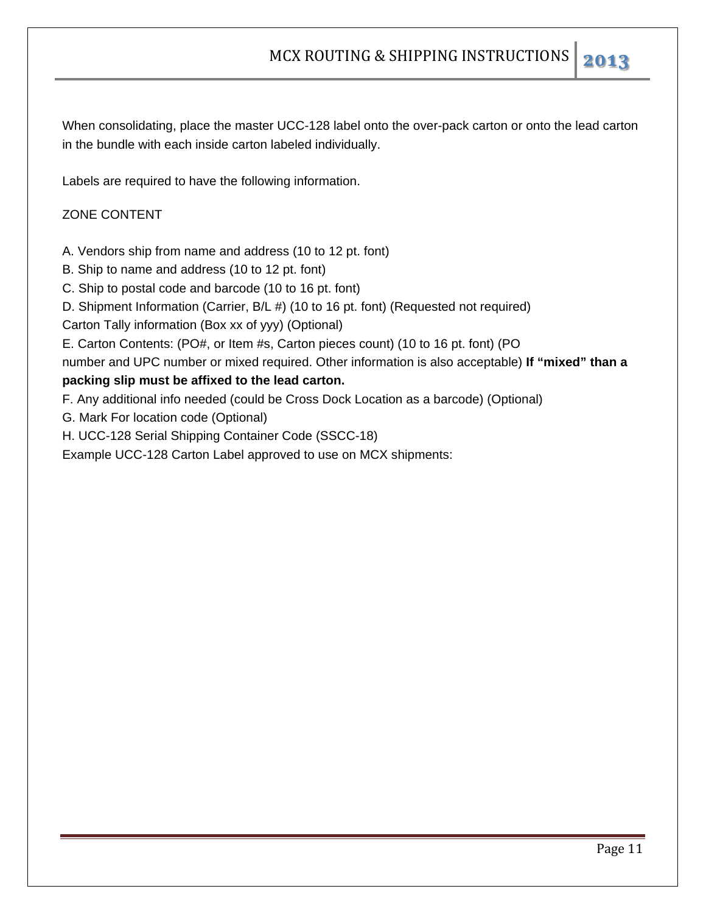When consolidating, place the master UCC-128 label onto the over-pack carton or onto the lead carton in the bundle with each inside carton labeled individually.

Labels are required to have the following information.

ZONE CONTENT

A. Vendors ship from name and address (10 to 12 pt. font)
B. Ship to name and address (10 to 12 pt. font)
C. Ship to postal code and barcode (10 to 16 pt. font)
D. Shipment Information (Carrier, B/L #) (10 to 16 pt. font) (Requested not required)
Carton Tally information (Box xx of yyy) (Optional)
E. Carton Contents: (PO#, or Item #s, Carton pieces count) (10 to 16 pt. font) (PO number and UPC number or mixed required. Other information is also acceptable) **If "mixed" than a packing slip must be affixed to the lead carton.**
F. Any additional info needed (could be Cross Dock Location as a barcode) (Optional)
G. Mark For location code (Optional)
H. UCC-128 Serial Shipping Container Code (SSCC-18)
Example UCC-128 Carton Label approved to use on MCX shipments: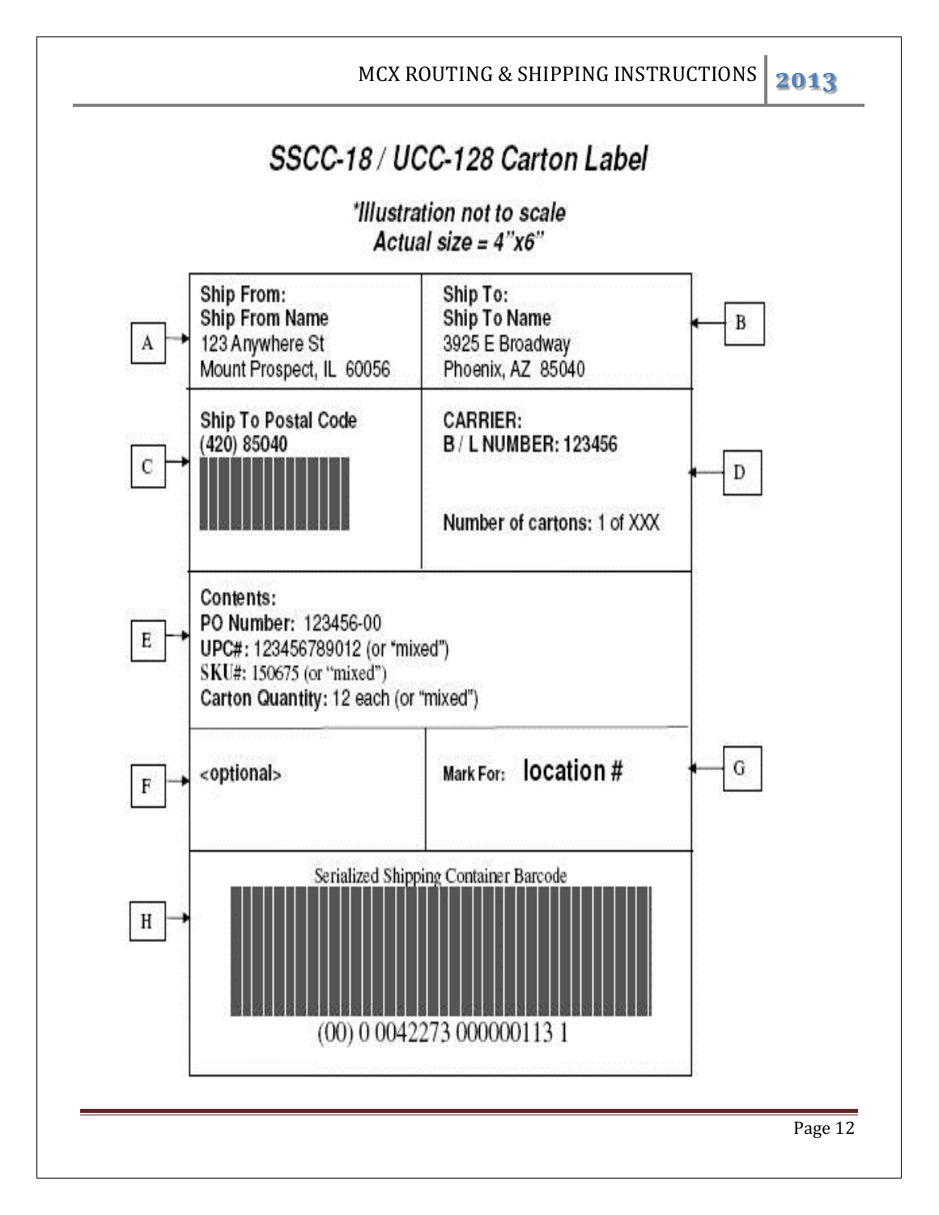## SSCC-18 / UCC-128 Carton Label

*\*Illustration not to scale*
*Actual size = 4"x6"*

**A** →
**Ship From:**
**Ship From Name**
123 Anywhere St
Mount Prospect, IL 60056

**B** →
**Ship To:**
**Ship To Name**
3925 E Broadway
Phoenix, AZ 85040

**C** →
**Ship To Postal Code**
(420) 85040

**D** →
**CARRIER:**
**B / L NUMBER:** 123456

**Number of cartons:** 1 of XXX

**E** →
**Contents:**
**PO Number:** 123456-00
**UPC#:** 123456789012 (or "mixed")
**SKU#:** 150675 (or "mixed")
**Carton Quantity:** 12 each (or "mixed")

**F** →
<optional>

**G** →
**Mark For:** **location #**

**H** →
Serialized Shipping Container Barcode

(00) 0 0042273 000000113 1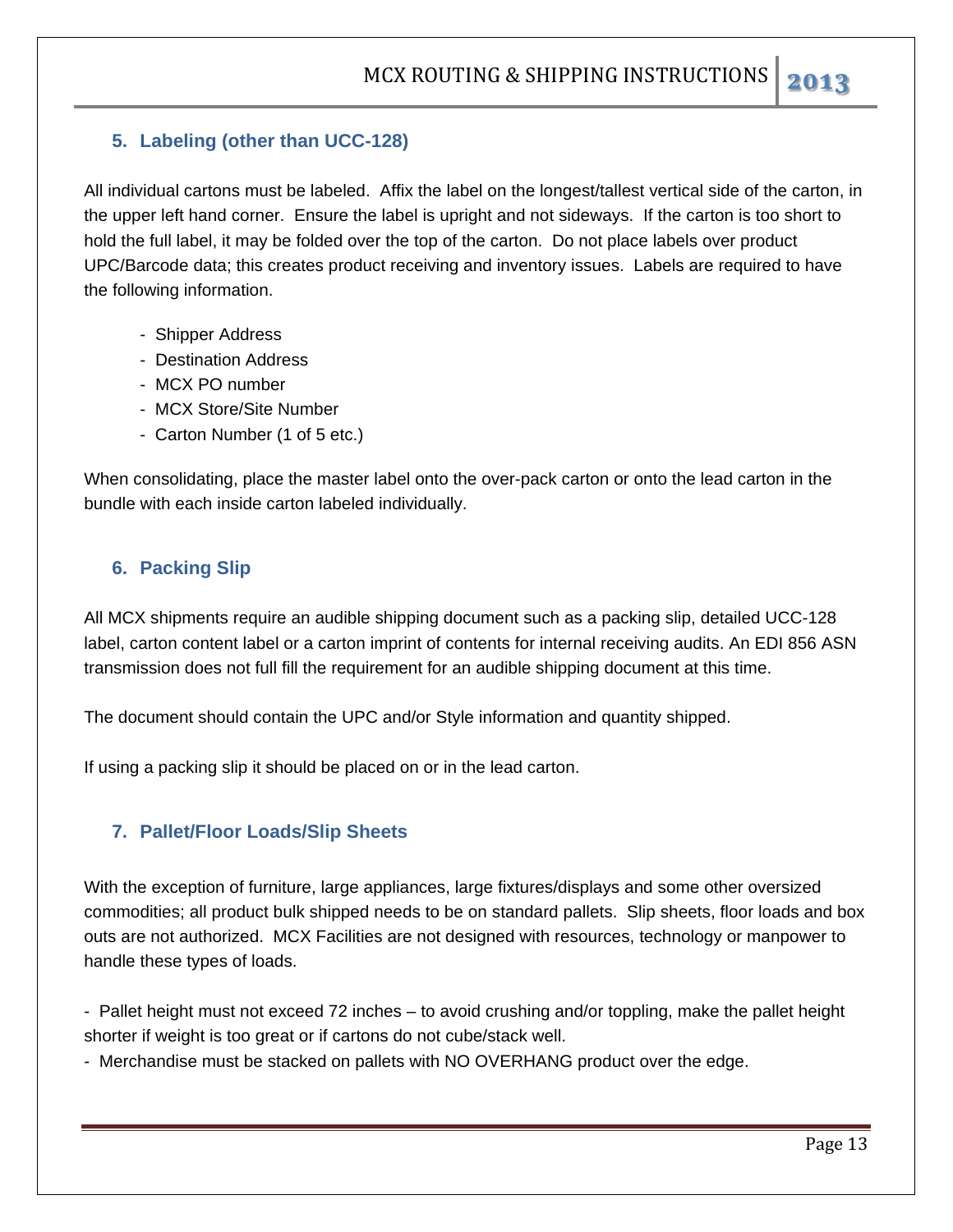## 5. Labeling (other than UCC-128)

All individual cartons must be labeled. Affix the label on the longest/tallest vertical side of the carton, in the upper left hand corner. Ensure the label is upright and not sideways. If the carton is too short to hold the full label, it may be folded over the top of the carton. Do not place labels over product UPC/Barcode data; this creates product receiving and inventory issues. Labels are required to have the following information.

- Shipper Address
- Destination Address
- MCX PO number
- MCX Store/Site Number
- Carton Number (1 of 5 etc.)

When consolidating, place the master label onto the over-pack carton or onto the lead carton in the bundle with each inside carton labeled individually.

## 6. Packing Slip

All MCX shipments require an audible shipping document such as a packing slip, detailed UCC-128 label, carton content label or a carton imprint of contents for internal receiving audits. An EDI 856 ASN transmission does not full fill the requirement for an audible shipping document at this time.

The document should contain the UPC and/or Style information and quantity shipped.

If using a packing slip it should be placed on or in the lead carton.

## 7. Pallet/Floor Loads/Slip Sheets

With the exception of furniture, large appliances, large fixtures/displays and some other oversized commodities; all product bulk shipped needs to be on standard pallets. Slip sheets, floor loads and box outs are not authorized. MCX Facilities are not designed with resources, technology or manpower to handle these types of loads.

- Pallet height must not exceed 72 inches – to avoid crushing and/or toppling, make the pallet height shorter if weight is too great or if cartons do not cube/stack well.
- Merchandise must be stacked on pallets with NO OVERHANG product over the edge.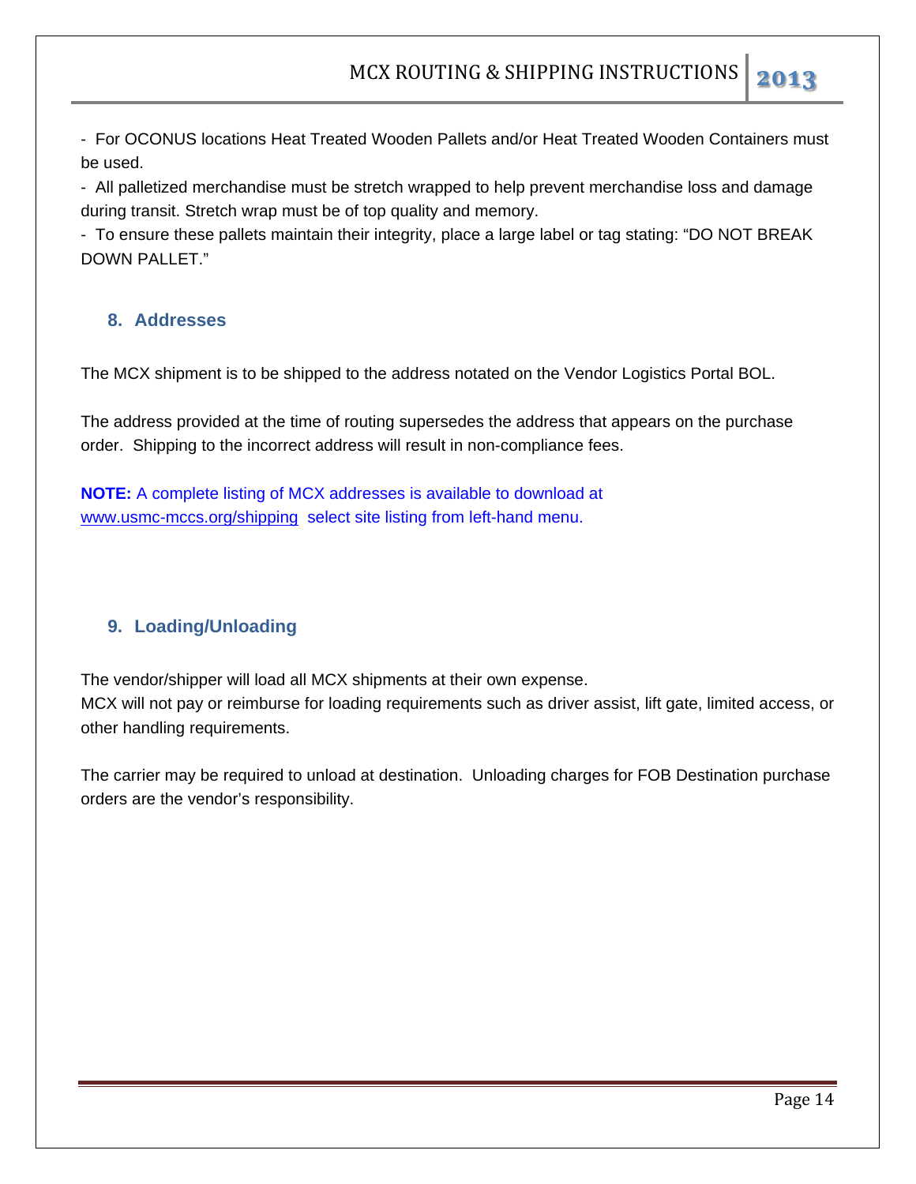- For OCONUS locations Heat Treated Wooden Pallets and/or Heat Treated Wooden Containers must be used.

- All palletized merchandise must be stretch wrapped to help prevent merchandise loss and damage during transit. Stretch wrap must be of top quality and memory.

- To ensure these pallets maintain their integrity, place a large label or tag stating: "DO NOT BREAK DOWN PALLET."

## 8. Addresses

The MCX shipment is to be shipped to the address notated on the Vendor Logistics Portal BOL.

The address provided at the time of routing supersedes the address that appears on the purchase order. Shipping to the incorrect address will result in non-compliance fees.

**NOTE:** A complete listing of MCX addresses is available to download at www.usmc-mccs.org/shipping select site listing from left-hand menu.

## 9. Loading/Unloading

The vendor/shipper will load all MCX shipments at their own expense.
MCX will not pay or reimburse for loading requirements such as driver assist, lift gate, limited access, or other handling requirements.

The carrier may be required to unload at destination. Unloading charges for FOB Destination purchase orders are the vendor's responsibility.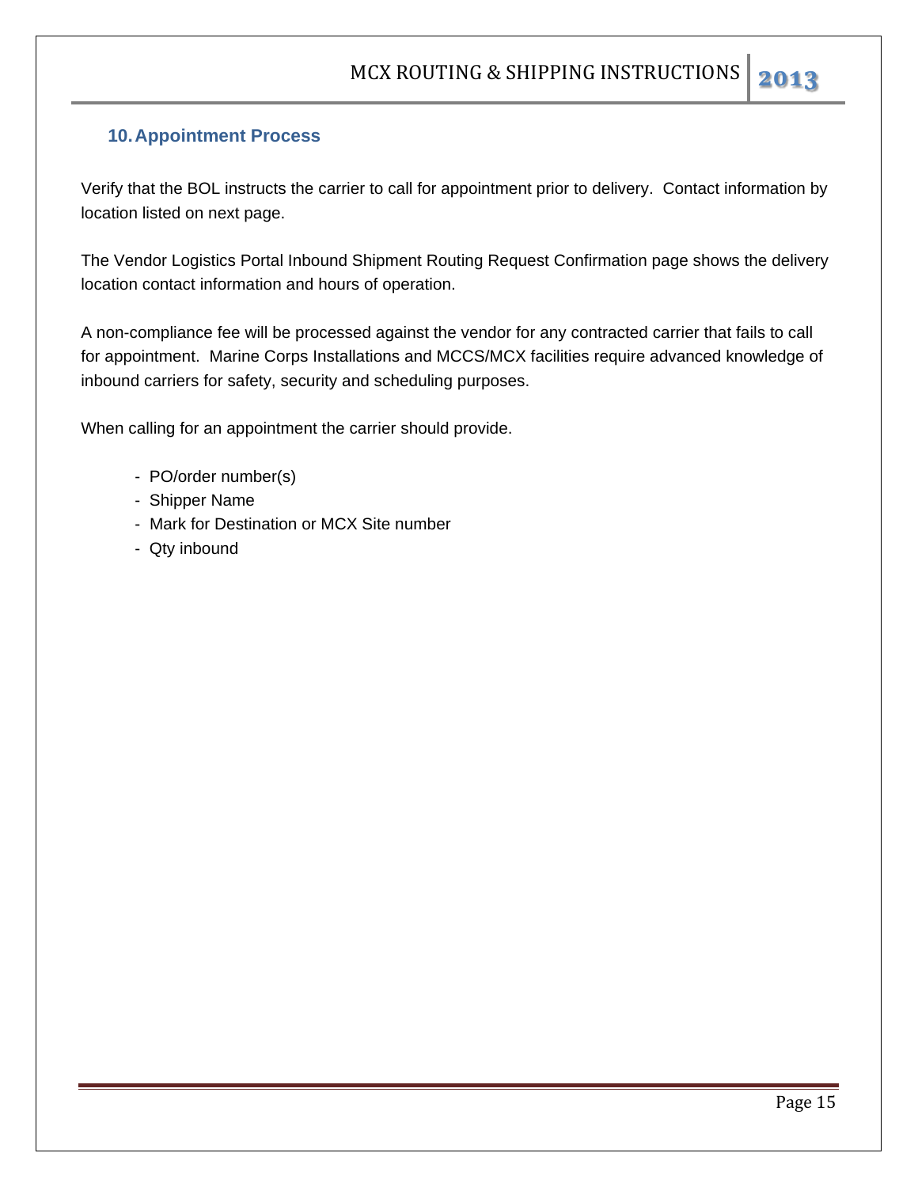## 10. Appointment Process

Verify that the BOL instructs the carrier to call for appointment prior to delivery. Contact information by location listed on next page.

The Vendor Logistics Portal Inbound Shipment Routing Request Confirmation page shows the delivery location contact information and hours of operation.

A non-compliance fee will be processed against the vendor for any contracted carrier that fails to call for appointment. Marine Corps Installations and MCCS/MCX facilities require advanced knowledge of inbound carriers for safety, security and scheduling purposes.

When calling for an appointment the carrier should provide.

- PO/order number(s)
- Shipper Name
- Mark for Destination or MCX Site number
- Qty inbound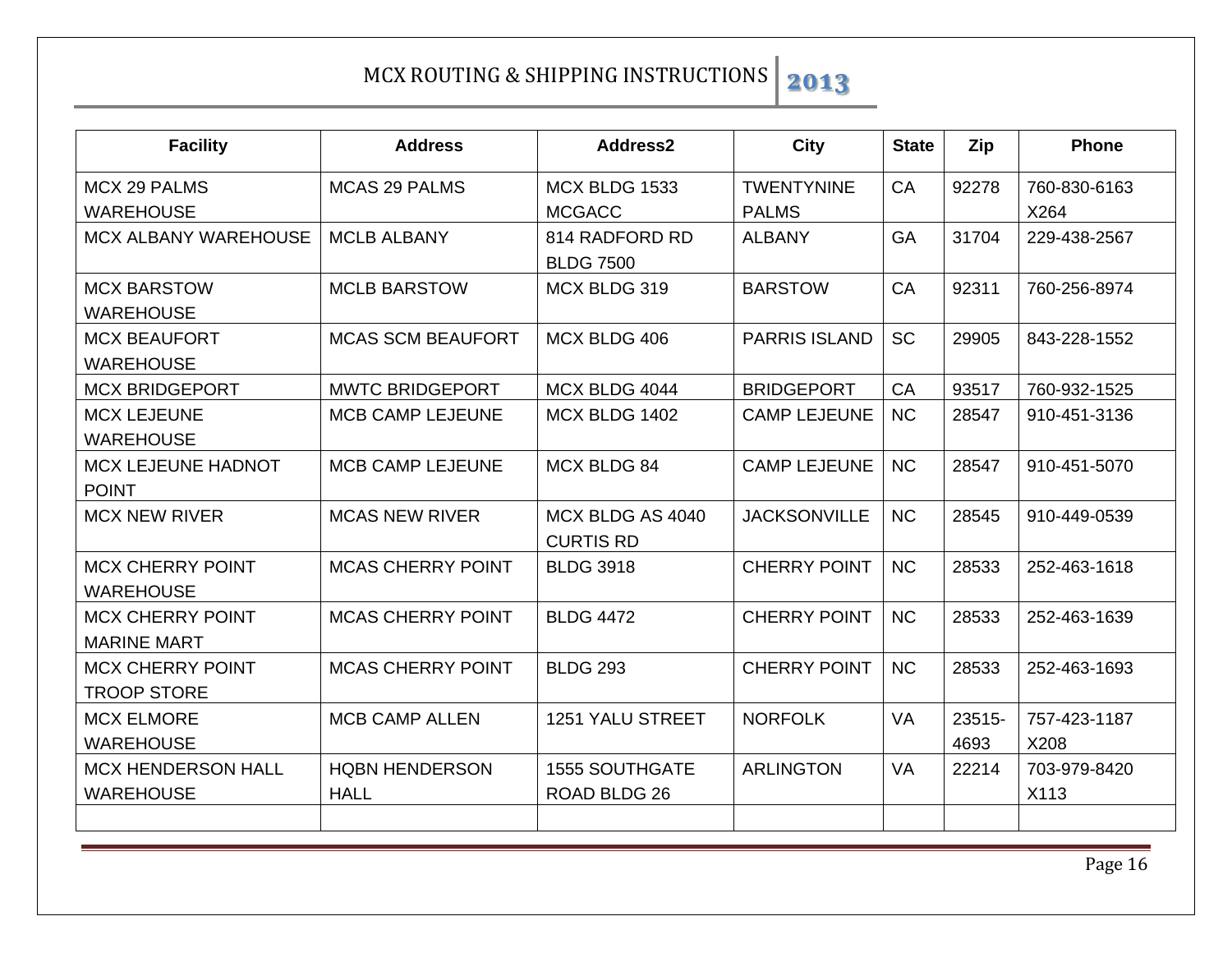| Facility | Address | Address2 | City | State | Zip | Phone |
|---|---|---|---|---|---|---|
| MCX 29 PALMS WAREHOUSE | MCAS 29 PALMS | MCX BLDG 1533 MCGACC | TWENTYNINE PALMS | CA | 92278 | 760-830-6163 X264 |
| MCX ALBANY WAREHOUSE | MCLB ALBANY | 814 RADFORD RD BLDG 7500 | ALBANY | GA | 31704 | 229-438-2567 |
| MCX BARSTOW WAREHOUSE | MCLB BARSTOW | MCX BLDG 319 | BARSTOW | CA | 92311 | 760-256-8974 |
| MCX BEAUFORT WAREHOUSE | MCAS SCM BEAUFORT | MCX BLDG 406 | PARRIS ISLAND | SC | 29905 | 843-228-1552 |
| MCX BRIDGEPORT | MWTC BRIDGEPORT | MCX BLDG 4044 | BRIDGEPORT | CA | 93517 | 760-932-1525 |
| MCX LEJEUNE WAREHOUSE | MCB CAMP LEJEUNE | MCX BLDG 1402 | CAMP LEJEUNE | NC | 28547 | 910-451-3136 |
| MCX LEJEUNE HADNOT POINT | MCB CAMP LEJEUNE | MCX BLDG 84 | CAMP LEJEUNE | NC | 28547 | 910-451-5070 |
| MCX NEW RIVER | MCAS NEW RIVER | MCX BLDG AS 4040 CURTIS RD | JACKSONVILLE | NC | 28545 | 910-449-0539 |
| MCX CHERRY POINT WAREHOUSE | MCAS CHERRY POINT | BLDG 3918 | CHERRY POINT | NC | 28533 | 252-463-1618 |
| MCX CHERRY POINT MARINE MART | MCAS CHERRY POINT | BLDG 4472 | CHERRY POINT | NC | 28533 | 252-463-1639 |
| MCX CHERRY POINT TROOP STORE | MCAS CHERRY POINT | BLDG 293 | CHERRY POINT | NC | 28533 | 252-463-1693 |
| MCX ELMORE WAREHOUSE | MCB CAMP ALLEN | 1251 YALU STREET | NORFOLK | VA | 23515-4693 | 757-423-1187 X208 |
| MCX HENDERSON HALL WAREHOUSE | HQBN HENDERSON HALL | 1555 SOUTHGATE ROAD BLDG 26 | ARLINGTON | VA | 22214 | 703-979-8420 X113 |
| | | | | | | |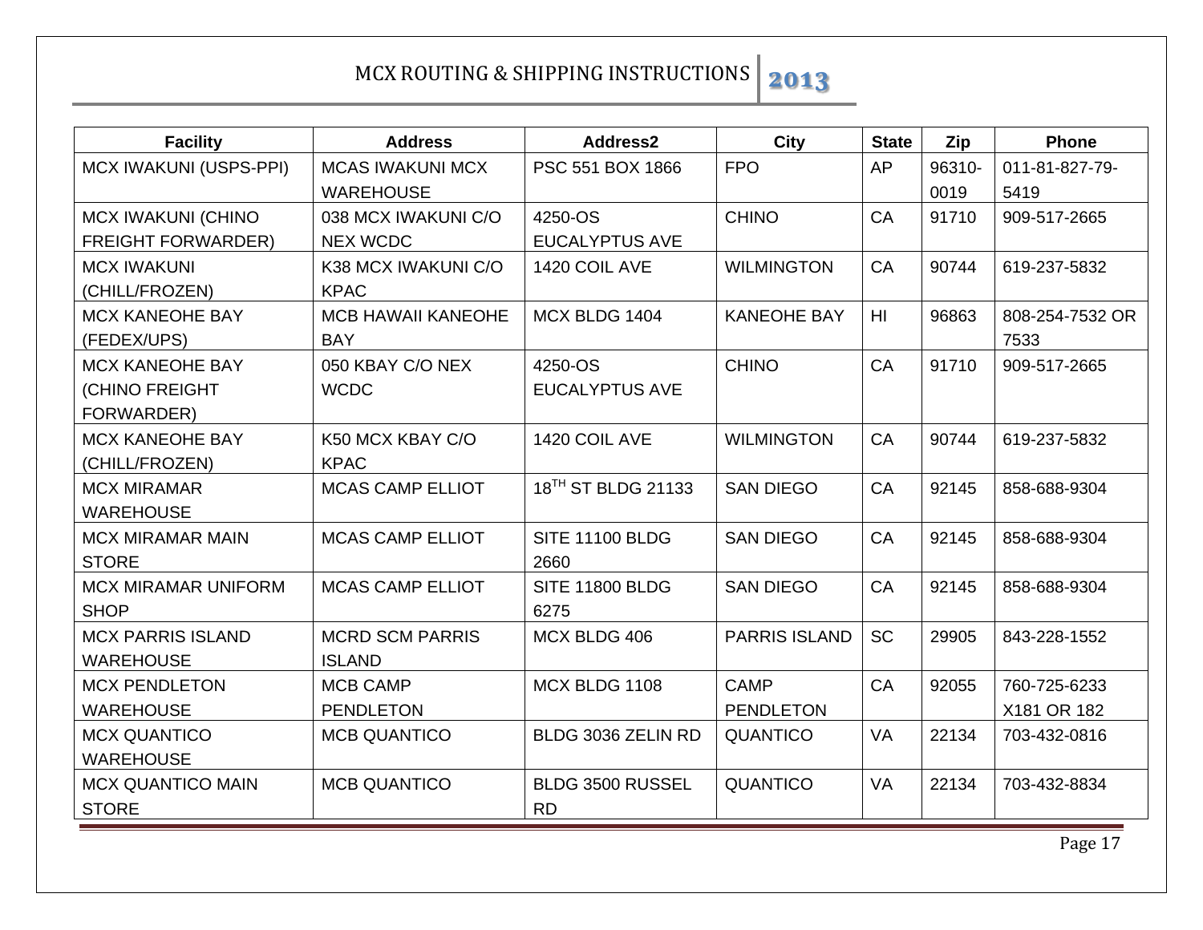| Facility | Address | Address2 | City | State | Zip | Phone |
|---|---|---|---|---|---|---|
| MCX IWAKUNI (USPS-PPI) | MCAS IWAKUNI MCX WAREHOUSE | PSC 551 BOX 1866 | FPO | AP | 96310-0019 | 011-81-827-79-5419 |
| MCX IWAKUNI (CHINO FREIGHT FORWARDER) | 038 MCX IWAKUNI C/O NEX WCDC | 4250-OS EUCALYPTUS AVE | CHINO | CA | 91710 | 909-517-2665 |
| MCX IWAKUNI (CHILL/FROZEN) | K38 MCX IWAKUNI C/O KPAC | 1420 COIL AVE | WILMINGTON | CA | 90744 | 619-237-5832 |
| MCX KANEOHE BAY (FEDEX/UPS) | MCB HAWAII KANEOHE BAY | MCX BLDG 1404 | KANEOHE BAY | HI | 96863 | 808-254-7532 OR 7533 |
| MCX KANEOHE BAY (CHINO FREIGHT FORWARDER) | 050 KBAY C/O NEX WCDC | 4250-OS EUCALYPTUS AVE | CHINO | CA | 91710 | 909-517-2665 |
| MCX KANEOHE BAY (CHILL/FROZEN) | K50 MCX KBAY C/O KPAC | 1420 COIL AVE | WILMINGTON | CA | 90744 | 619-237-5832 |
| MCX MIRAMAR WAREHOUSE | MCAS CAMP ELLIOT | 18TH ST BLDG 21133 | SAN DIEGO | CA | 92145 | 858-688-9304 |
| MCX MIRAMAR MAIN STORE | MCAS CAMP ELLIOT | SITE 11100 BLDG 2660 | SAN DIEGO | CA | 92145 | 858-688-9304 |
| MCX MIRAMAR UNIFORM SHOP | MCAS CAMP ELLIOT | SITE 11800 BLDG 6275 | SAN DIEGO | CA | 92145 | 858-688-9304 |
| MCX PARRIS ISLAND WAREHOUSE | MCRD SCM PARRIS ISLAND | MCX BLDG 406 | PARRIS ISLAND | SC | 29905 | 843-228-1552 |
| MCX PENDLETON WAREHOUSE | MCB CAMP PENDLETON | MCX BLDG 1108 | CAMP PENDLETON | CA | 92055 | 760-725-6233 X181 OR 182 |
| MCX QUANTICO WAREHOUSE | MCB QUANTICO | BLDG 3036 ZELIN RD | QUANTICO | VA | 22134 | 703-432-0816 |
| MCX QUANTICO MAIN STORE | MCB QUANTICO | BLDG 3500 RUSSEL RD | QUANTICO | VA | 22134 | 703-432-8834 |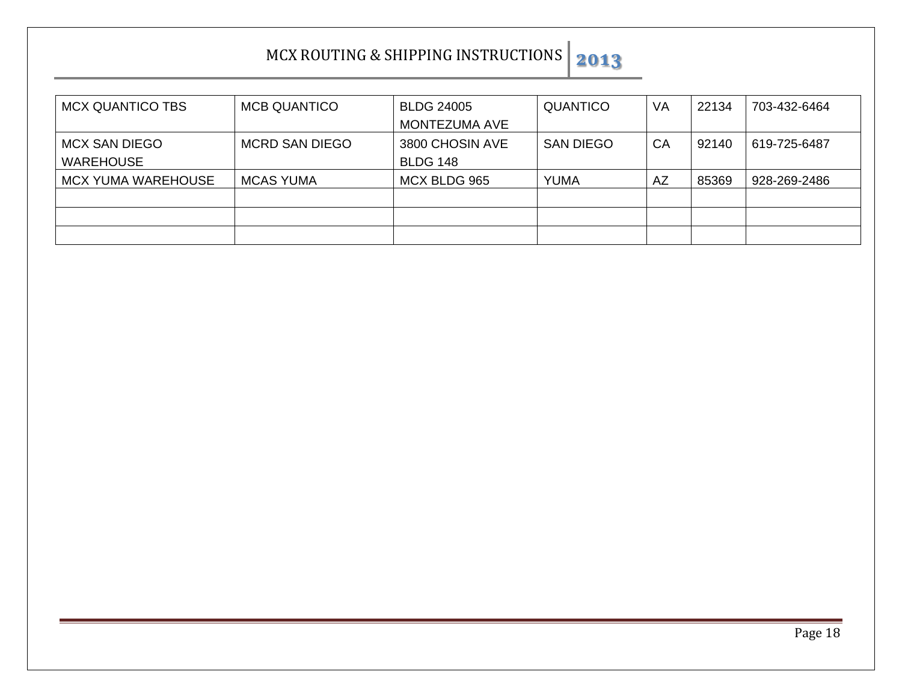| | | | | | | |
|---|---|---|---|---|---|---|
| MCX QUANTICO TBS | MCB QUANTICO | BLDG 24005 MONTEZUMA AVE | QUANTICO | VA | 22134 | 703-432-6464 |
| MCX SAN DIEGO WAREHOUSE | MCRD SAN DIEGO | 3800 CHOSIN AVE BLDG 148 | SAN DIEGO | CA | 92140 | 619-725-6487 |
| MCX YUMA WAREHOUSE | MCAS YUMA | MCX BLDG 965 | YUMA | AZ | 85369 | 928-269-2486 |
| | | | | | | |
| | | | | | | |
| | | | | | | |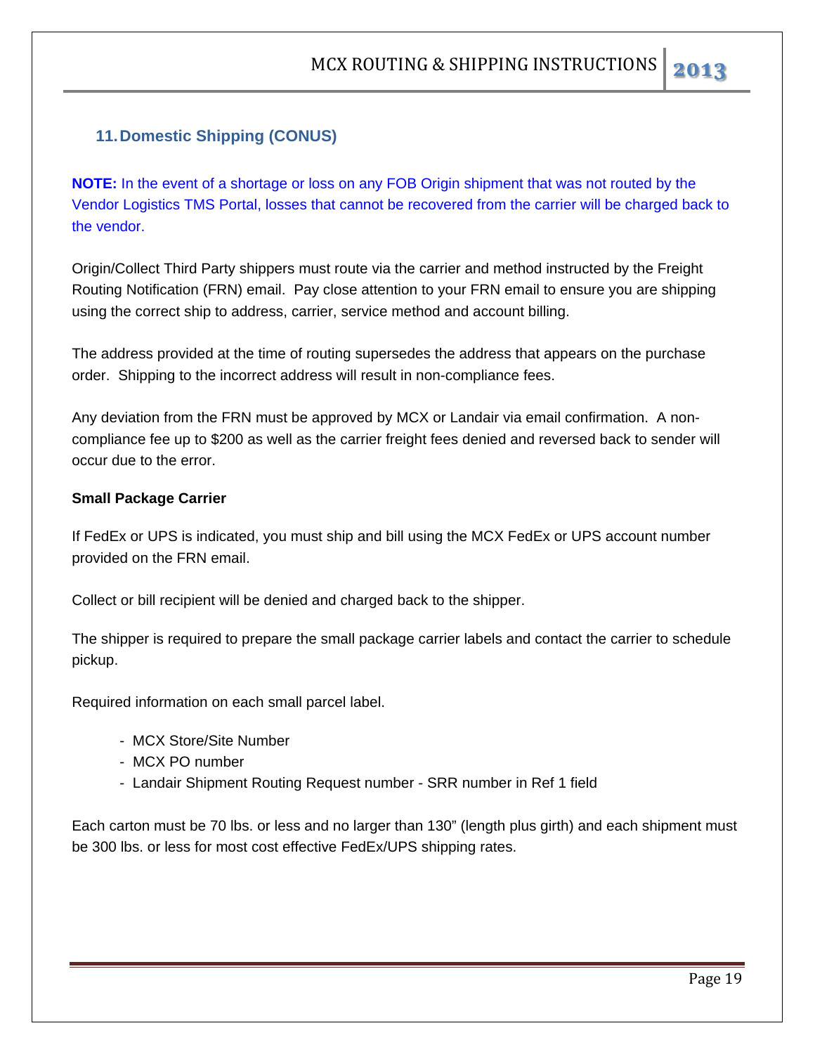## 11. Domestic Shipping (CONUS)

**NOTE:** In the event of a shortage or loss on any FOB Origin shipment that was not routed by the Vendor Logistics TMS Portal, losses that cannot be recovered from the carrier will be charged back to the vendor.

Origin/Collect Third Party shippers must route via the carrier and method instructed by the Freight Routing Notification (FRN) email. Pay close attention to your FRN email to ensure you are shipping using the correct ship to address, carrier, service method and account billing.

The address provided at the time of routing supersedes the address that appears on the purchase order. Shipping to the incorrect address will result in non-compliance fees.

Any deviation from the FRN must be approved by MCX or Landair via email confirmation. A non-compliance fee up to $200 as well as the carrier freight fees denied and reversed back to sender will occur due to the error.

**Small Package Carrier**

If FedEx or UPS is indicated, you must ship and bill using the MCX FedEx or UPS account number provided on the FRN email.

Collect or bill recipient will be denied and charged back to the shipper.

The shipper is required to prepare the small package carrier labels and contact the carrier to schedule pickup.

Required information on each small parcel label.

- MCX Store/Site Number
- MCX PO number
- Landair Shipment Routing Request number - SRR number in Ref 1 field

Each carton must be 70 lbs. or less and no larger than 130" (length plus girth) and each shipment must be 300 lbs. or less for most cost effective FedEx/UPS shipping rates.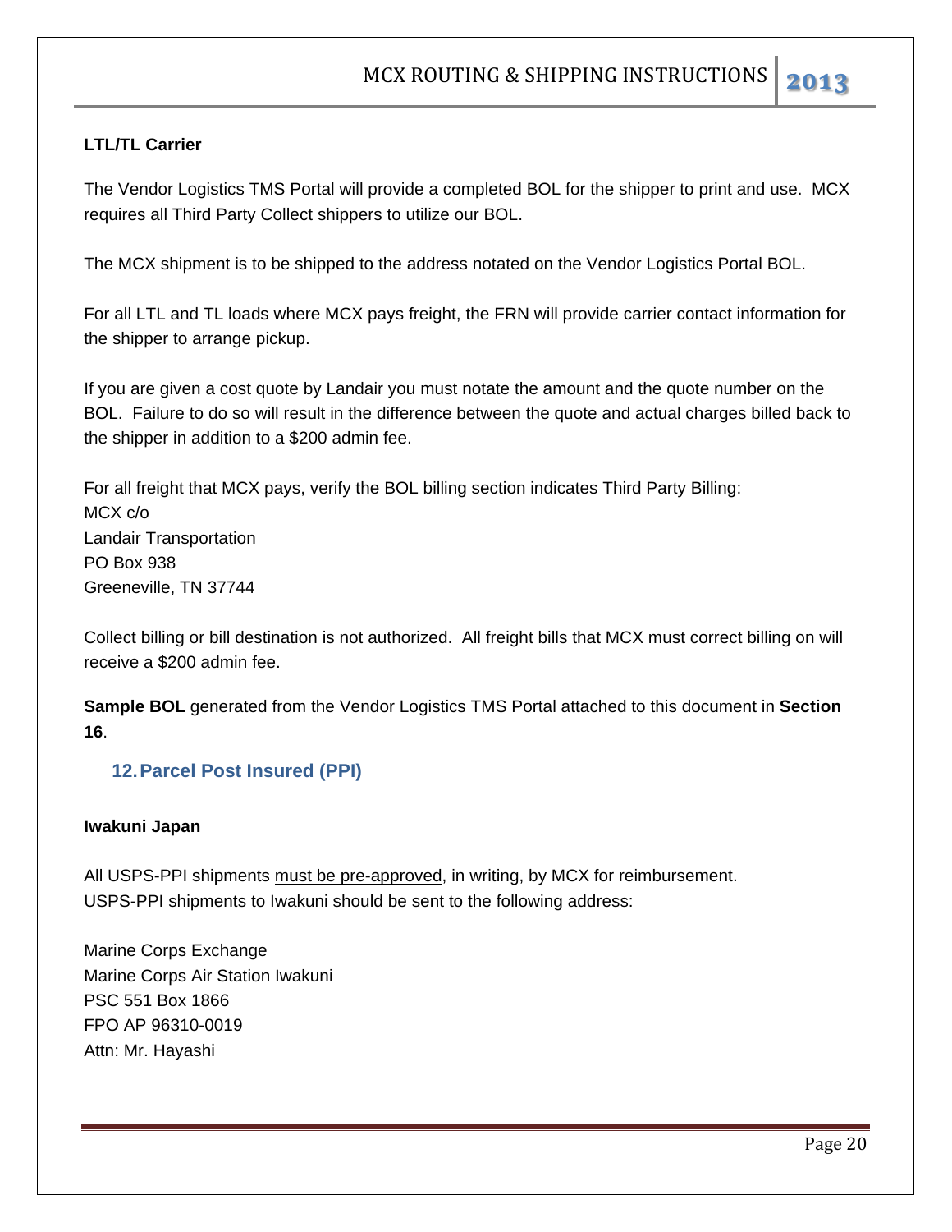**LTL/TL Carrier**

The Vendor Logistics TMS Portal will provide a completed BOL for the shipper to print and use. MCX requires all Third Party Collect shippers to utilize our BOL.

The MCX shipment is to be shipped to the address notated on the Vendor Logistics Portal BOL.

For all LTL and TL loads where MCX pays freight, the FRN will provide carrier contact information for the shipper to arrange pickup.

If you are given a cost quote by Landair you must notate the amount and the quote number on the BOL. Failure to do so will result in the difference between the quote and actual charges billed back to the shipper in addition to a $200 admin fee.

For all freight that MCX pays, verify the BOL billing section indicates Third Party Billing:
MCX c/o
Landair Transportation
PO Box 938
Greeneville, TN 37744

Collect billing or bill destination is not authorized. All freight bills that MCX must correct billing on will receive a $200 admin fee.

**Sample BOL** generated from the Vendor Logistics TMS Portal attached to this document in **Section 16**.

## 12. Parcel Post Insured (PPI)

**Iwakuni Japan**

All USPS-PPI shipments must be pre-approved, in writing, by MCX for reimbursement.
USPS-PPI shipments to Iwakuni should be sent to the following address:

Marine Corps Exchange
Marine Corps Air Station Iwakuni
PSC 551 Box 1866
FPO AP 96310-0019
Attn: Mr. Hayashi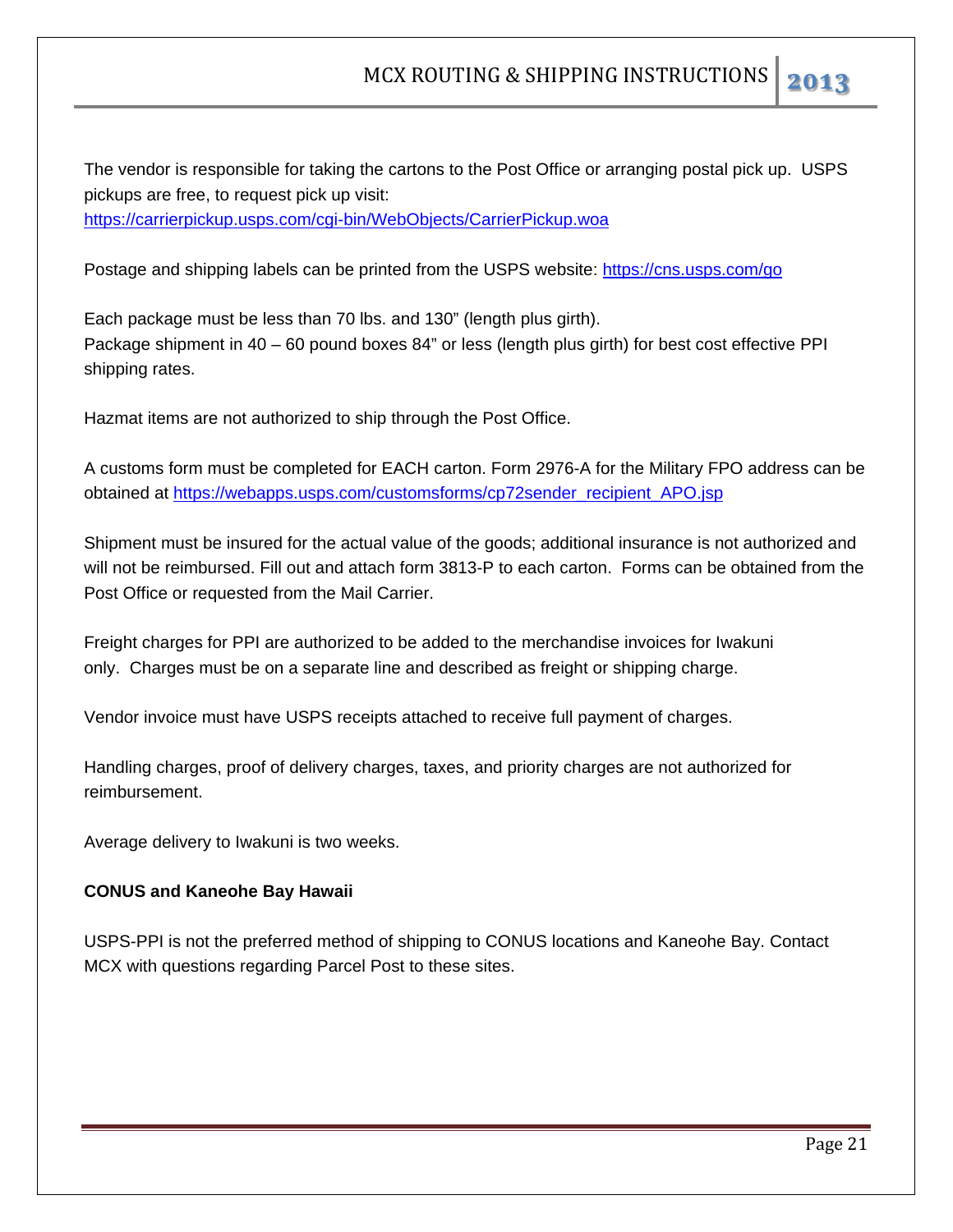The vendor is responsible for taking the cartons to the Post Office or arranging postal pick up. USPS pickups are free, to request pick up visit:
https://carrierpickup.usps.com/cgi-bin/WebObjects/CarrierPickup.woa

Postage and shipping labels can be printed from the USPS website: https://cns.usps.com/go

Each package must be less than 70 lbs. and 130" (length plus girth).
Package shipment in 40 – 60 pound boxes 84" or less (length plus girth) for best cost effective PPI shipping rates.

Hazmat items are not authorized to ship through the Post Office.

A customs form must be completed for EACH carton. Form 2976-A for the Military FPO address can be obtained at https://webapps.usps.com/customsforms/cp72sender_recipient_APO.jsp

Shipment must be insured for the actual value of the goods; additional insurance is not authorized and will not be reimbursed. Fill out and attach form 3813-P to each carton. Forms can be obtained from the Post Office or requested from the Mail Carrier.

Freight charges for PPI are authorized to be added to the merchandise invoices for Iwakuni only. Charges must be on a separate line and described as freight or shipping charge.

Vendor invoice must have USPS receipts attached to receive full payment of charges.

Handling charges, proof of delivery charges, taxes, and priority charges are not authorized for reimbursement.

Average delivery to Iwakuni is two weeks.

**CONUS and Kaneohe Bay Hawaii**

USPS-PPI is not the preferred method of shipping to CONUS locations and Kaneohe Bay. Contact MCX with questions regarding Parcel Post to these sites.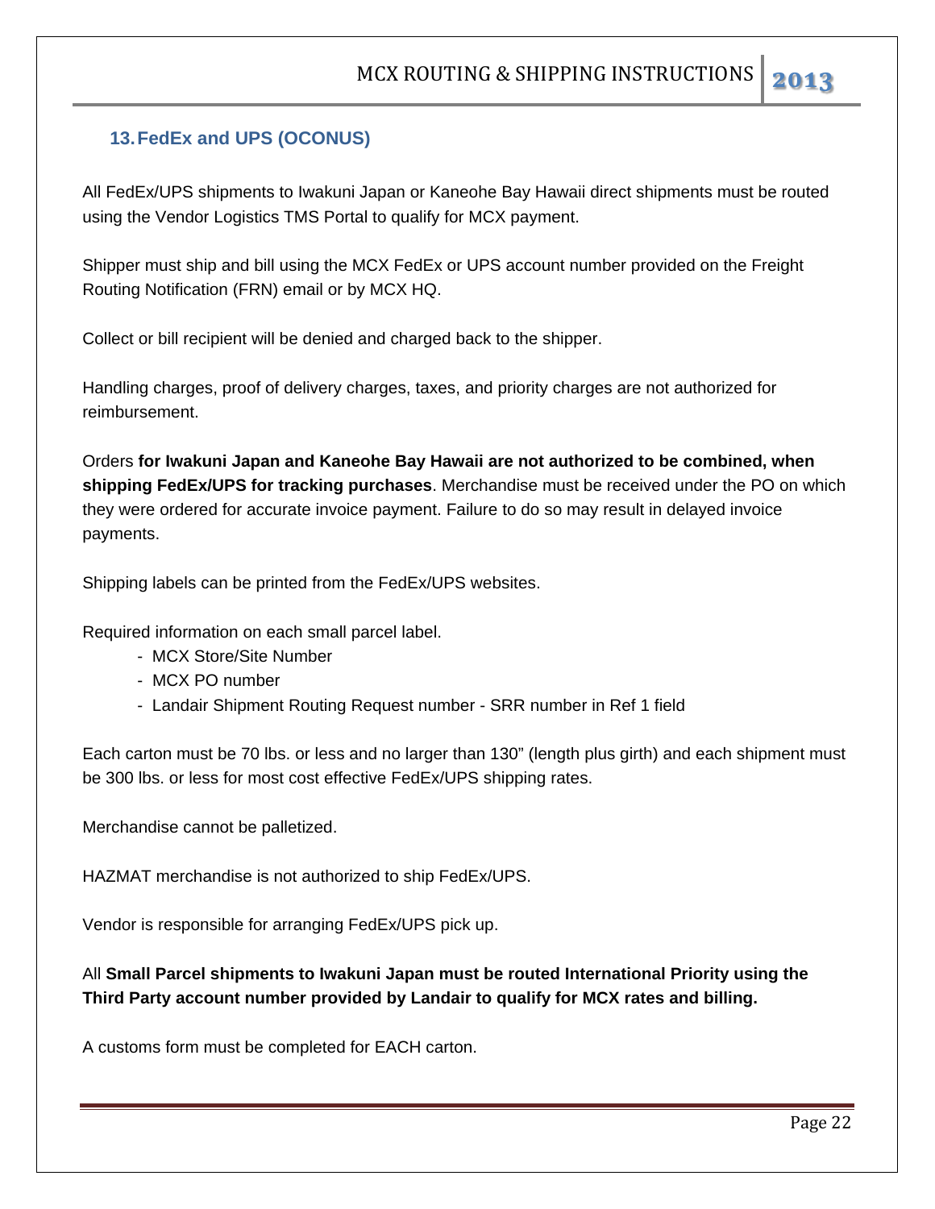## 13. FedEx and UPS (OCONUS)

All FedEx/UPS shipments to Iwakuni Japan or Kaneohe Bay Hawaii direct shipments must be routed using the Vendor Logistics TMS Portal to qualify for MCX payment.

Shipper must ship and bill using the MCX FedEx or UPS account number provided on the Freight Routing Notification (FRN) email or by MCX HQ.

Collect or bill recipient will be denied and charged back to the shipper.

Handling charges, proof of delivery charges, taxes, and priority charges are not authorized for reimbursement.

Orders **for Iwakuni Japan and Kaneohe Bay Hawaii are not authorized to be combined, when shipping FedEx/UPS for tracking purchases**. Merchandise must be received under the PO on which they were ordered for accurate invoice payment. Failure to do so may result in delayed invoice payments.

Shipping labels can be printed from the FedEx/UPS websites.

Required information on each small parcel label.

- MCX Store/Site Number
- MCX PO number
- Landair Shipment Routing Request number - SRR number in Ref 1 field

Each carton must be 70 lbs. or less and no larger than 130" (length plus girth) and each shipment must be 300 lbs. or less for most cost effective FedEx/UPS shipping rates.

Merchandise cannot be palletized.

HAZMAT merchandise is not authorized to ship FedEx/UPS.

Vendor is responsible for arranging FedEx/UPS pick up.

All **Small Parcel shipments to Iwakuni Japan must be routed International Priority using the Third Party account number provided by Landair to qualify for MCX rates and billing.**

A customs form must be completed for EACH carton.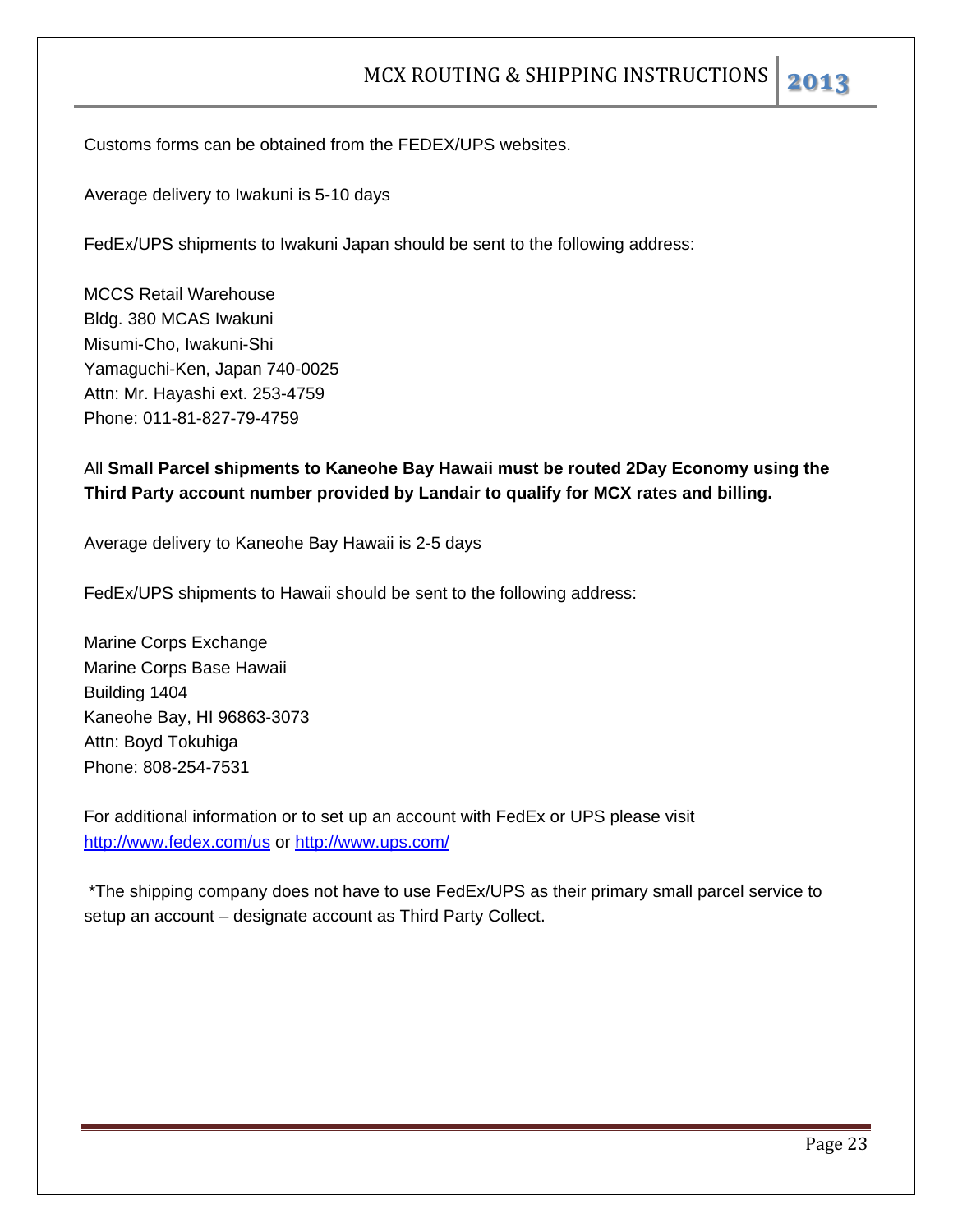Customs forms can be obtained from the FEDEX/UPS websites.

Average delivery to Iwakuni is 5-10 days

FedEx/UPS shipments to Iwakuni Japan should be sent to the following address:

MCCS Retail Warehouse  
Bldg. 380 MCAS Iwakuni  
Misumi-Cho, Iwakuni-Shi  
Yamaguchi-Ken, Japan 740-0025  
Attn: Mr. Hayashi ext. 253-4759  
Phone: 011-81-827-79-4759

All **Small Parcel shipments to Kaneohe Bay Hawaii must be routed 2Day Economy using the Third Party account number provided by Landair to qualify for MCX rates and billing.**

Average delivery to Kaneohe Bay Hawaii is 2-5 days

FedEx/UPS shipments to Hawaii should be sent to the following address:

Marine Corps Exchange  
Marine Corps Base Hawaii  
Building 1404  
Kaneohe Bay, HI 96863-3073  
Attn: Boyd Tokuhiga  
Phone: 808-254-7531

For additional information or to set up an account with FedEx or UPS please visit [http://www.fedex.com/us](http://www.fedex.com/us) or [http://www.ups.com/](http://www.ups.com/)

*The shipping company does not have to use FedEx/UPS as their primary small parcel service to setup an account – designate account as Third Party Collect.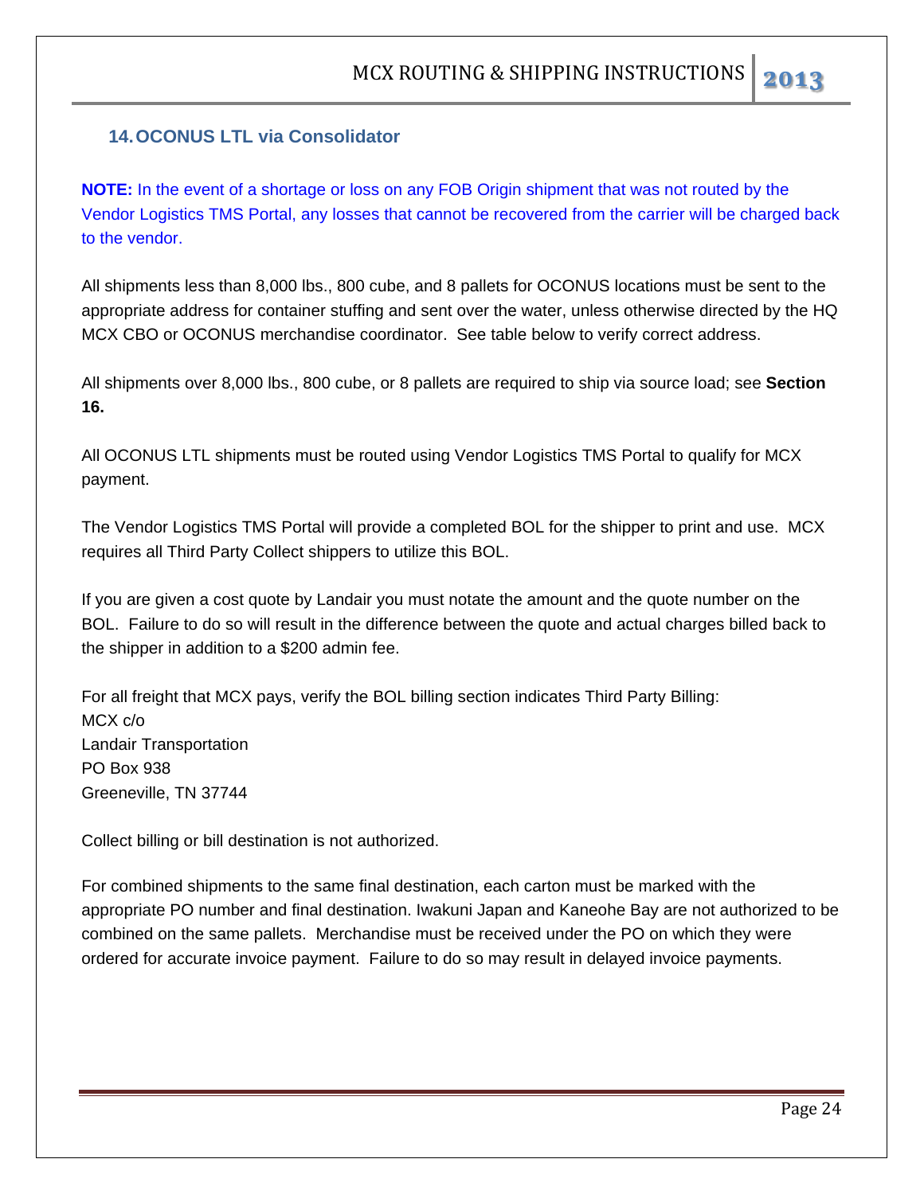## 14. OCONUS LTL via Consolidator

**NOTE:** In the event of a shortage or loss on any FOB Origin shipment that was not routed by the Vendor Logistics TMS Portal, any losses that cannot be recovered from the carrier will be charged back to the vendor.

All shipments less than 8,000 lbs., 800 cube, and 8 pallets for OCONUS locations must be sent to the appropriate address for container stuffing and sent over the water, unless otherwise directed by the HQ MCX CBO or OCONUS merchandise coordinator. See table below to verify correct address.

All shipments over 8,000 lbs., 800 cube, or 8 pallets are required to ship via source load; see **Section 16.**

All OCONUS LTL shipments must be routed using Vendor Logistics TMS Portal to qualify for MCX payment.

The Vendor Logistics TMS Portal will provide a completed BOL for the shipper to print and use. MCX requires all Third Party Collect shippers to utilize this BOL.

If you are given a cost quote by Landair you must notate the amount and the quote number on the BOL. Failure to do so will result in the difference between the quote and actual charges billed back to the shipper in addition to a $200 admin fee.

For all freight that MCX pays, verify the BOL billing section indicates Third Party Billing:
MCX c/o
Landair Transportation
PO Box 938
Greeneville, TN 37744

Collect billing or bill destination is not authorized.

For combined shipments to the same final destination, each carton must be marked with the appropriate PO number and final destination. Iwakuni Japan and Kaneohe Bay are not authorized to be combined on the same pallets. Merchandise must be received under the PO on which they were ordered for accurate invoice payment. Failure to do so may result in delayed invoice payments.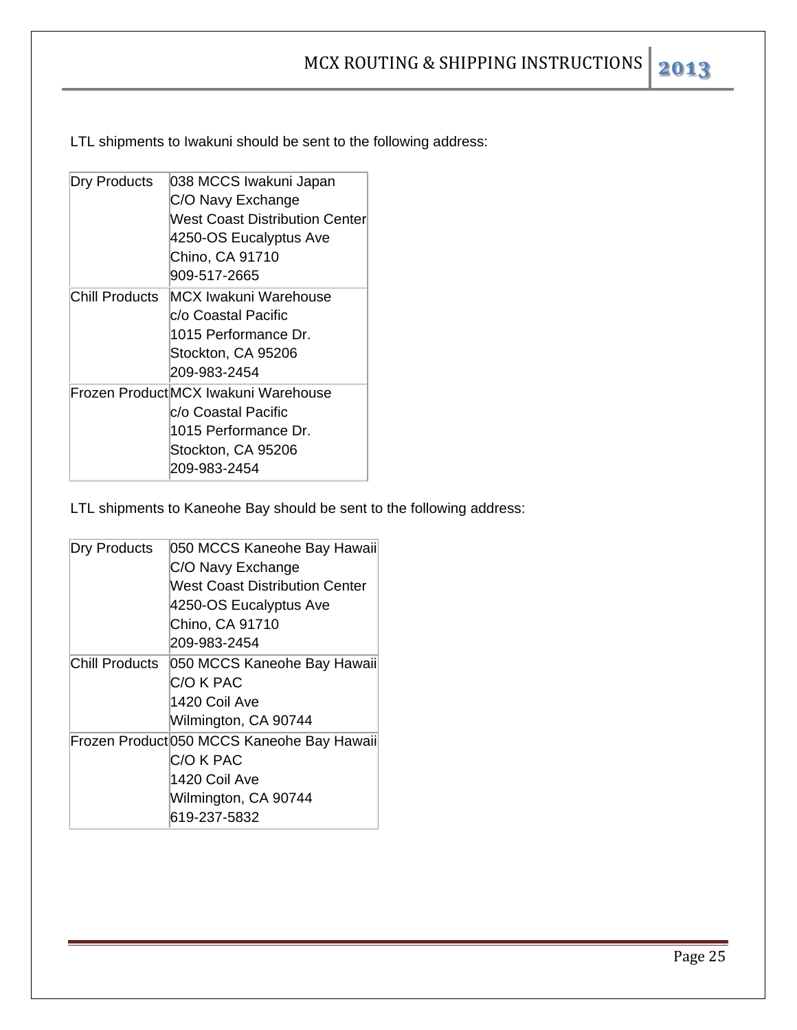LTL shipments to Iwakuni should be sent to the following address:

| | |
|---|---|
| Dry Products | 038 MCCS Iwakuni Japan<br>C/O Navy Exchange<br>West Coast Distribution Center<br>4250-OS Eucalyptus Ave<br>Chino, CA 91710<br>909-517-2665 |
| Chill Products | MCX Iwakuni Warehouse<br>c/o Coastal Pacific<br>1015 Performance Dr.<br>Stockton, CA 95206<br>209-983-2454 |
| Frozen Product | MCX Iwakuni Warehouse<br>c/o Coastal Pacific<br>1015 Performance Dr.<br>Stockton, CA 95206<br>209-983-2454 |

LTL shipments to Kaneohe Bay should be sent to the following address:

| | |
|---|---|
| Dry Products | 050 MCCS Kaneohe Bay Hawaii<br>C/O Navy Exchange<br>West Coast Distribution Center<br>4250-OS Eucalyptus Ave<br>Chino, CA 91710<br>209-983-2454 |
| Chill Products | 050 MCCS Kaneohe Bay Hawaii<br>C/O K PAC<br>1420 Coil Ave<br>Wilmington, CA 90744 |
| Frozen Product | 050 MCCS Kaneohe Bay Hawaii<br>C/O K PAC<br>1420 Coil Ave<br>Wilmington, CA 90744<br>619-237-5832 |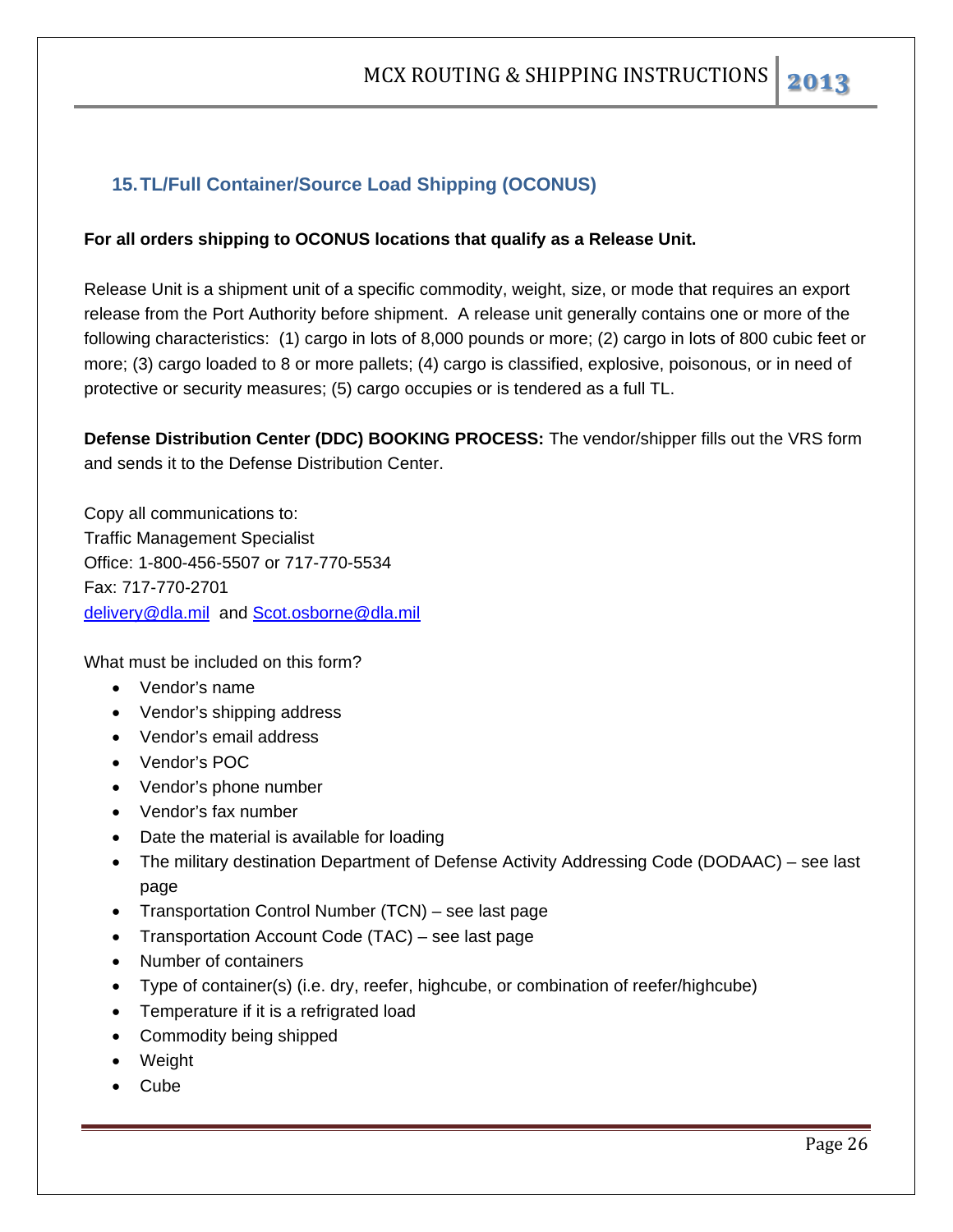## 15. TL/Full Container/Source Load Shipping (OCONUS)

**For all orders shipping to OCONUS locations that qualify as a Release Unit.**

Release Unit is a shipment unit of a specific commodity, weight, size, or mode that requires an export release from the Port Authority before shipment. A release unit generally contains one or more of the following characteristics: (1) cargo in lots of 8,000 pounds or more; (2) cargo in lots of 800 cubic feet or more; (3) cargo loaded to 8 or more pallets; (4) cargo is classified, explosive, poisonous, or in need of protective or security measures; (5) cargo occupies or is tendered as a full TL.

**Defense Distribution Center (DDC) BOOKING PROCESS:** The vendor/shipper fills out the VRS form and sends it to the Defense Distribution Center.

Copy all communications to:
Traffic Management Specialist
Office: 1-800-456-5507 or 717-770-5534
Fax: 717-770-2701
delivery@dla.mil and Scot.osborne@dla.mil

What must be included on this form?

- Vendor's name
- Vendor's shipping address
- Vendor's email address
- Vendor's POC
- Vendor's phone number
- Vendor's fax number
- Date the material is available for loading
- The military destination Department of Defense Activity Addressing Code (DODAAC) – see last page
- Transportation Control Number (TCN) – see last page
- Transportation Account Code (TAC) – see last page
- Number of containers
- Type of container(s) (i.e. dry, reefer, highcube, or combination of reefer/highcube)
- Temperature if it is a refrigrated load
- Commodity being shipped
- Weight
- Cube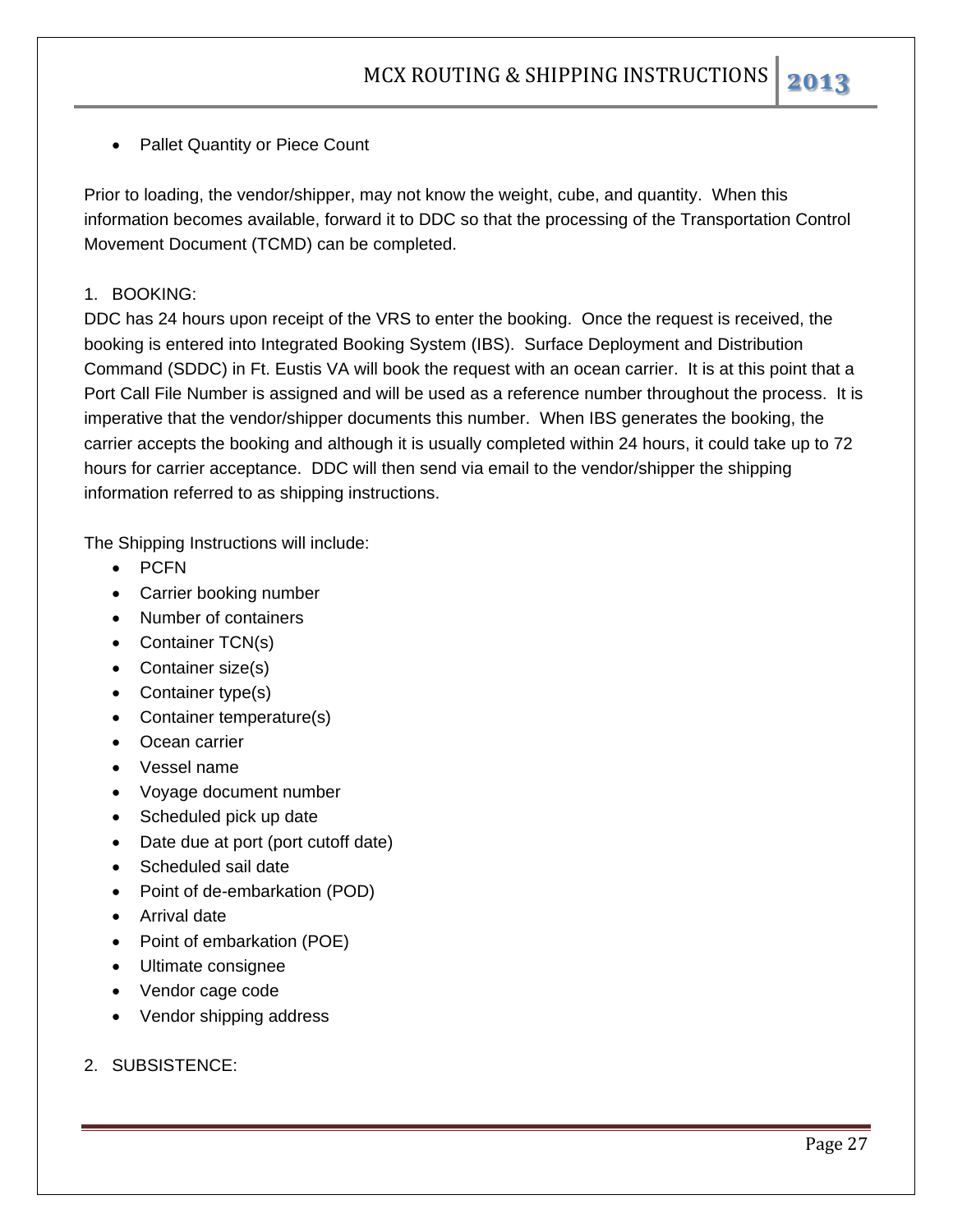- Pallet Quantity or Piece Count

Prior to loading, the vendor/shipper, may not know the weight, cube, and quantity. When this information becomes available, forward it to DDC so that the processing of the Transportation Control Movement Document (TCMD) can be completed.

1. BOOKING:

DDC has 24 hours upon receipt of the VRS to enter the booking. Once the request is received, the booking is entered into Integrated Booking System (IBS). Surface Deployment and Distribution Command (SDDC) in Ft. Eustis VA will book the request with an ocean carrier. It is at this point that a Port Call File Number is assigned and will be used as a reference number throughout the process. It is imperative that the vendor/shipper documents this number. When IBS generates the booking, the carrier accepts the booking and although it is usually completed within 24 hours, it could take up to 72 hours for carrier acceptance. DDC will then send via email to the vendor/shipper the shipping information referred to as shipping instructions.

The Shipping Instructions will include:

- PCFN
- Carrier booking number
- Number of containers
- Container TCN(s)
- Container size(s)
- Container type(s)
- Container temperature(s)
- Ocean carrier
- Vessel name
- Voyage document number
- Scheduled pick up date
- Date due at port (port cutoff date)
- Scheduled sail date
- Point of de-embarkation (POD)
- Arrival date
- Point of embarkation (POE)
- Ultimate consignee
- Vendor cage code
- Vendor shipping address

2. SUBSISTENCE: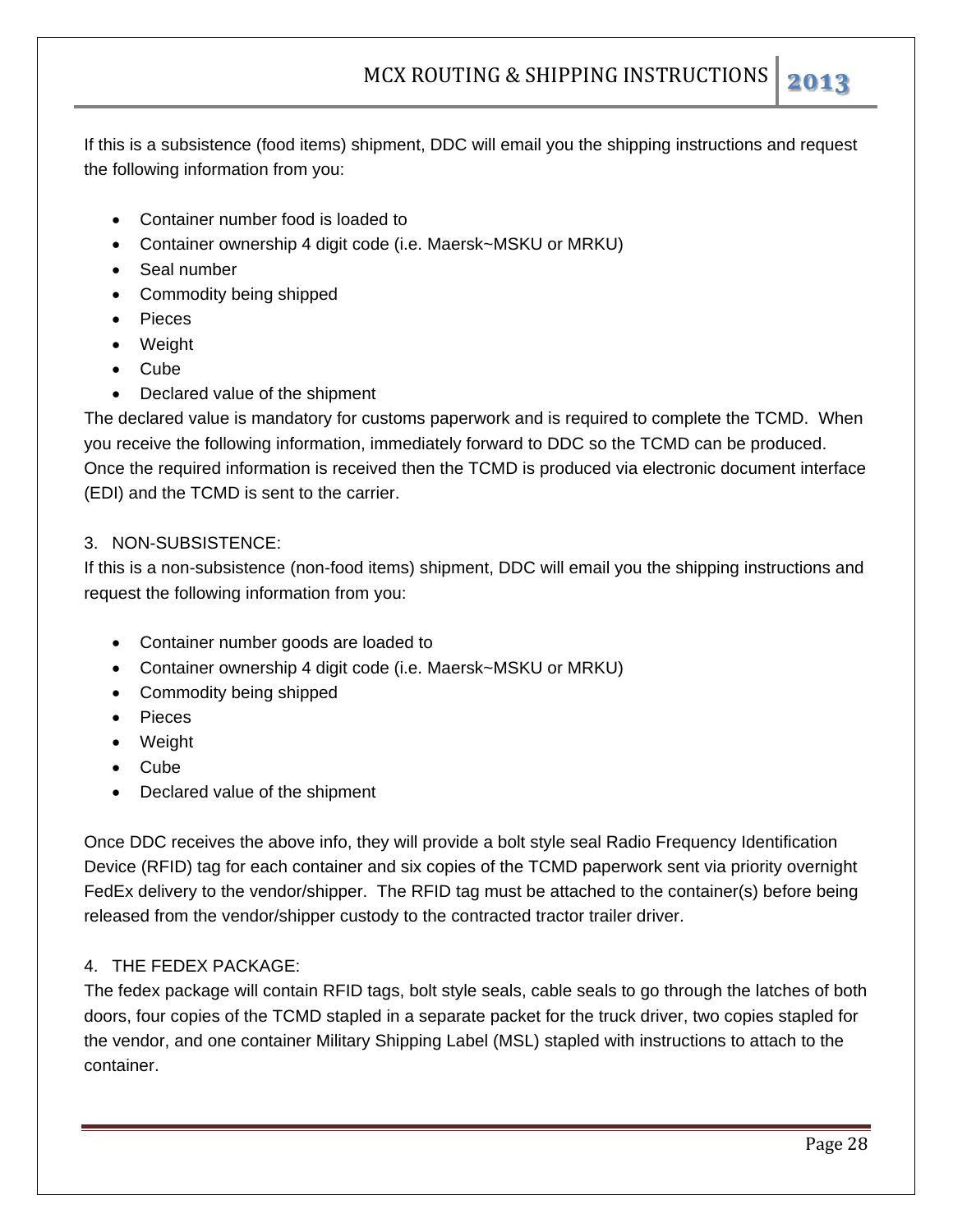If this is a subsistence (food items) shipment, DDC will email you the shipping instructions and request the following information from you:

- Container number food is loaded to
- Container ownership 4 digit code (i.e. Maersk~MSKU or MRKU)
- Seal number
- Commodity being shipped
- Pieces
- Weight
- Cube
- Declared value of the shipment

The declared value is mandatory for customs paperwork and is required to complete the TCMD. When you receive the following information, immediately forward to DDC so the TCMD can be produced. Once the required information is received then the TCMD is produced via electronic document interface (EDI) and the TCMD is sent to the carrier.

3. NON-SUBSISTENCE:

If this is a non-subsistence (non-food items) shipment, DDC will email you the shipping instructions and request the following information from you:

- Container number goods are loaded to
- Container ownership 4 digit code (i.e. Maersk~MSKU or MRKU)
- Commodity being shipped
- Pieces
- Weight
- Cube
- Declared value of the shipment

Once DDC receives the above info, they will provide a bolt style seal Radio Frequency Identification Device (RFID) tag for each container and six copies of the TCMD paperwork sent via priority overnight FedEx delivery to the vendor/shipper. The RFID tag must be attached to the container(s) before being released from the vendor/shipper custody to the contracted tractor trailer driver.

4. THE FEDEX PACKAGE:

The fedex package will contain RFID tags, bolt style seals, cable seals to go through the latches of both doors, four copies of the TCMD stapled in a separate packet for the truck driver, two copies stapled for the vendor, and one container Military Shipping Label (MSL) stapled with instructions to attach to the container.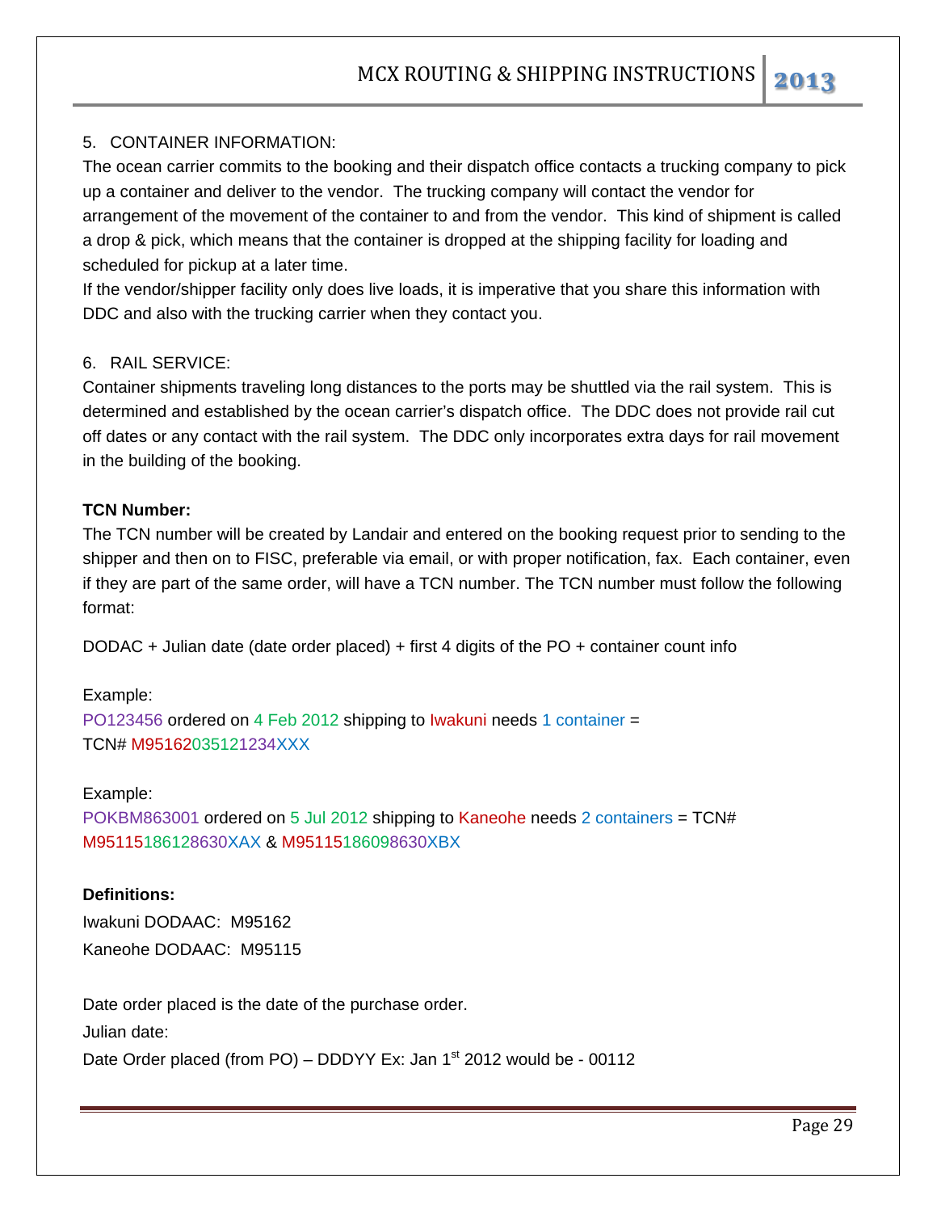5. CONTAINER INFORMATION:

The ocean carrier commits to the booking and their dispatch office contacts a trucking company to pick up a container and deliver to the vendor. The trucking company will contact the vendor for arrangement of the movement of the container to and from the vendor. This kind of shipment is called a drop & pick, which means that the container is dropped at the shipping facility for loading and scheduled for pickup at a later time.

If the vendor/shipper facility only does live loads, it is imperative that you share this information with DDC and also with the trucking carrier when they contact you.

6. RAIL SERVICE:

Container shipments traveling long distances to the ports may be shuttled via the rail system. This is determined and established by the ocean carrier's dispatch office. The DDC does not provide rail cut off dates or any contact with the rail system. The DDC only incorporates extra days for rail movement in the building of the booking.

**TCN Number:**

The TCN number will be created by Landair and entered on the booking request prior to sending to the shipper and then on to FISC, preferable via email, or with proper notification, fax. Each container, even if they are part of the same order, will have a TCN number. The TCN number must follow the following format:

DODAC + Julian date (date order placed) + first 4 digits of the PO + container count info

Example:

PO123456 ordered on 4 Feb 2012 shipping to Iwakuni needs 1 container =
TCN# M95162035121234XXX

Example:

POKBM863001 ordered on 5 Jul 2012 shipping to Kaneohe needs 2 containers = TCN#
M95115186128630XAX & M95115186098630XBX

**Definitions:**

Iwakuni DODAAC: M95162

Kaneohe DODAAC: M95115

Date order placed is the date of the purchase order.

Julian date:

Date Order placed (from PO) – DDDYY Ex: Jan 1st 2012 would be - 00112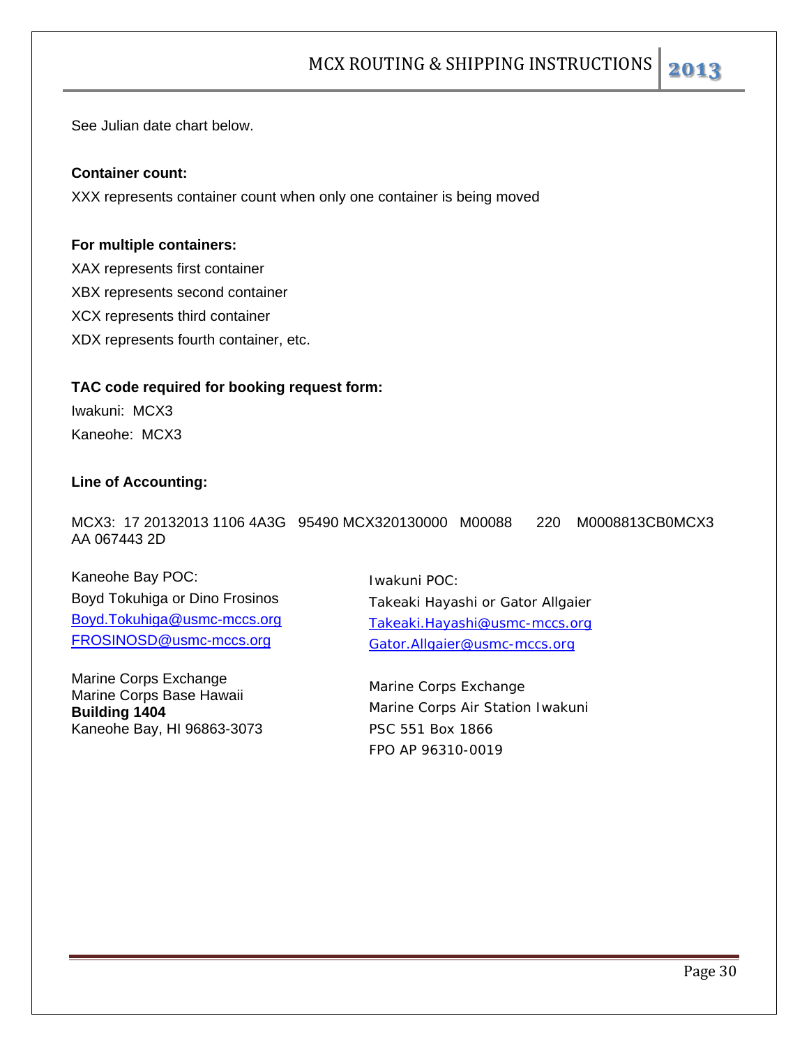See Julian date chart below.

**Container count:**

XXX represents container count when only one container is being moved

**For multiple containers:**

XAX represents first container
XBX represents second container
XCX represents third container
XDX represents fourth container, etc.

**TAC code required for booking request form:**

Iwakuni: MCX3
Kaneohe: MCX3

**Line of Accounting:**

MCX3: 17 20132013 1106 4A3G 95490 MCX320130000 M00088 220 M0008813CB0MCX3 AA 067443 2D

Kaneohe Bay POC:
Boyd Tokuhiga or Dino Frosinos
Boyd.Tokuhiga@usmc-mccs.org
FROSINOSD@usmc-mccs.org

Marine Corps Exchange
Marine Corps Base Hawaii
**Building 1404**
Kaneohe Bay, HI 96863-3073

Iwakuni POC:
Takeaki Hayashi or Gator Allgaier
Takeaki.Hayashi@usmc-mccs.org
Gator.Allgaier@usmc-mccs.org

Marine Corps Exchange
Marine Corps Air Station Iwakuni
PSC 551 Box 1866
FPO AP 96310-0019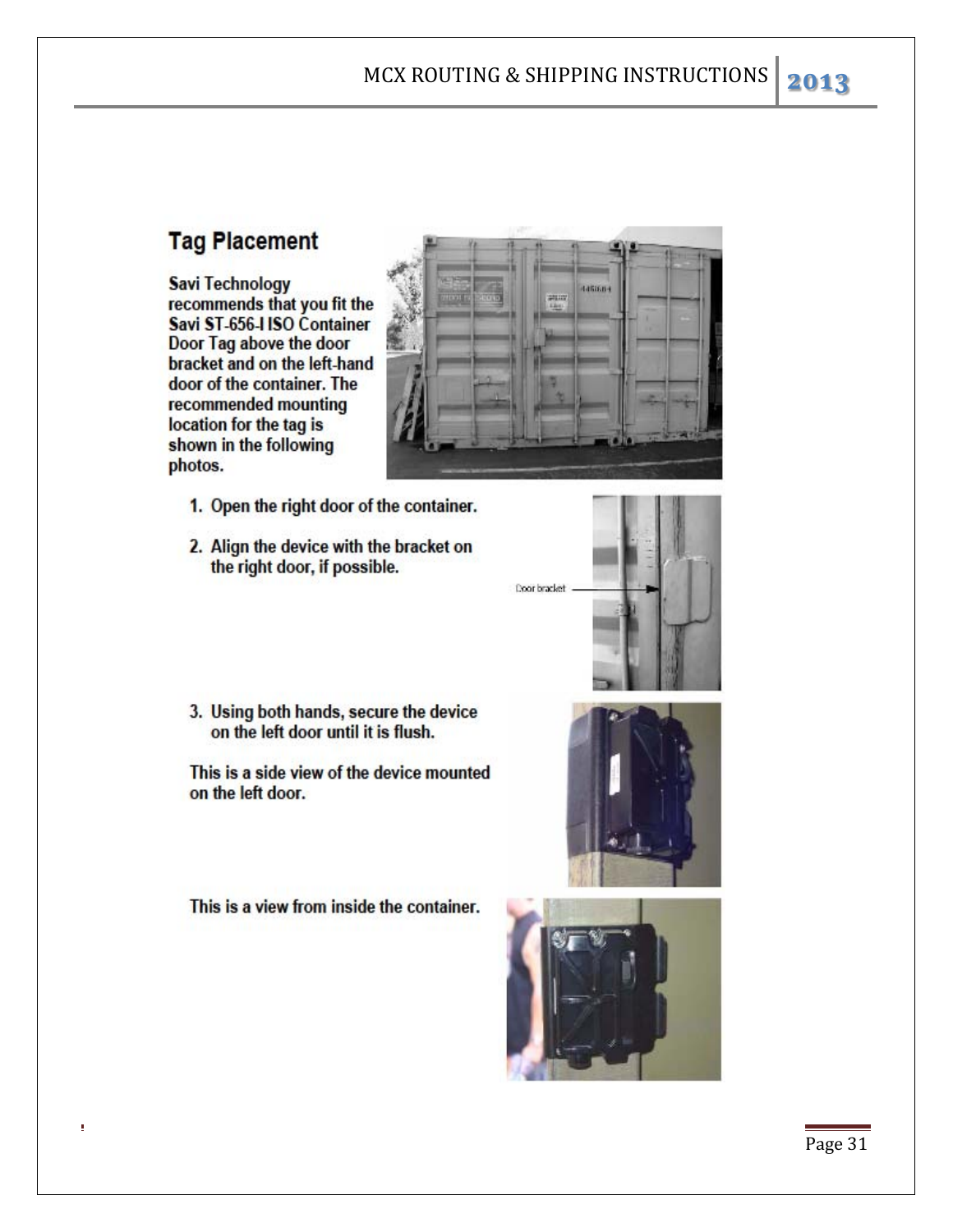## Tag Placement

**Savi Technology recommends that you fit the Savi ST-656-I ISO Container Door Tag above the door bracket and on the left-hand door of the container. The recommended mounting location for the tag is shown in the following photos.**

1. **Open the right door of the container.**
2. **Align the device with the bracket on the right door, if possible.**

Door bracket

3. **Using both hands, secure the device on the left door until it is flush.**

**This is a side view of the device mounted on the left door.**

**This is a view from inside the container.**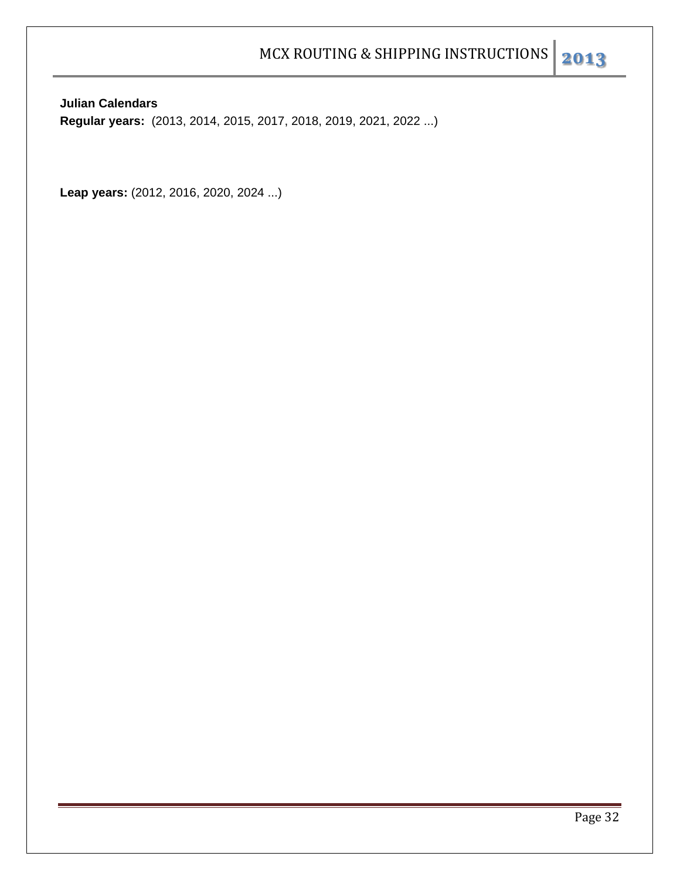**Julian Calendars**

**Regular years:** (2013, 2014, 2015, 2017, 2018, 2019, 2021, 2022 ...)

**Leap years:** (2012, 2016, 2020, 2024 ...)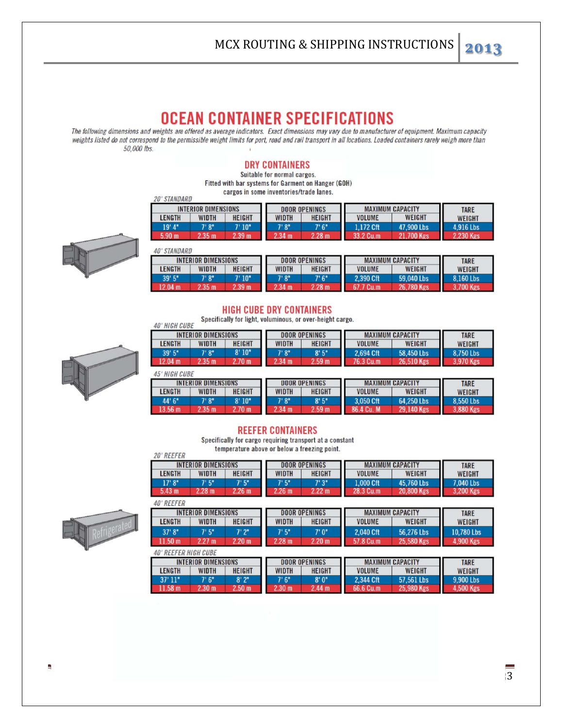# OCEAN CONTAINER SPECIFICATIONS

*The following dimensions and weights are offered as average indicators. Exact dimensions may vary due to manufacturer of equipment. Maximum capacity weights listed do not correspond to the permissible weight limits for port, road and rail transport in all locations. Loaded containers rarely weigh more than 50,000 lbs.*

## DRY CONTAINERS

Suitable for normal cargos.
Fitted with bar systems for Garment on Hanger (GOH) cargos in some inventories/trade lanes.

*20' STANDARD*

| INTERIOR DIMENSIONS | | | DOOR OPENINGS | | MAXIMUM CAPACITY | | TARE |
|---|---|---|---|---|---|---|---|
| LENGTH | WIDTH | HEIGHT | WIDTH | HEIGHT | VOLUME | WEIGHT | WEIGHT |
| 19' 4" | 7' 8" | 7' 10" | 7' 8" | 7' 6" | 1,172 Cft | 47,900 Lbs | 4,916 Lbs |
| 5.90 m | 2.35 m | 2.39 m | 2.34 m | 2.28 m | 33.2 Cu.m | 21,700 Kgs | 2,230 Kgs |

*40' STANDARD*

| INTERIOR DIMENSIONS | | | DOOR OPENINGS | | MAXIMUM CAPACITY | | TARE |
|---|---|---|---|---|---|---|---|
| LENGTH | WIDTH | HEIGHT | WIDTH | HEIGHT | VOLUME | WEIGHT | WEIGHT |
| 39' 5" | 7' 8" | 7' 10" | 7' 8" | 7' 6" | 2,390 Cft | 59,040 Lbs | 8,160 Lbs |
| 12.04 m | 2.35 m | 2.39 m | 2.34 m | 2.28 m | 67.7 Cu.m | 26,780 Kgs | 3,700 Kgs |

## HIGH CUBE DRY CONTAINERS

Specifically for light, voluminous, or over-height cargo.

*40' HIGH CUBE*

| INTERIOR DIMENSIONS | | | DOOR OPENINGS | | MAXIMUM CAPACITY | | TARE |
|---|---|---|---|---|---|---|---|
| LENGTH | WIDTH | HEIGHT | WIDTH | HEIGHT | VOLUME | WEIGHT | WEIGHT |
| 39' 5" | 7' 8" | 8' 10" | 7' 8" | 8' 5" | 2,694 Cft | 58,450 Lbs | 8,750 Lbs |
| 12.04 m | 2.35 m | 2.70 m | 2.34 m | 2.59 m | 76.3 Cu.m | 26,510 Kgs | 3,970 Kgs |

*45' HIGH CUBE*

| INTERIOR DIMENSIONS | | | DOOR OPENINGS | | MAXIMUM CAPACITY | | TARE |
|---|---|---|---|---|---|---|---|
| LENGTH | WIDTH | HEIGHT | WIDTH | HEIGHT | VOLUME | WEIGHT | WEIGHT |
| 44' 6" | 7' 8" | 8' 10" | 7' 8" | 8' 5" | 3,050 Cft | 64,250 Lbs | 8,550 Lbs |
| 13.56 m | 2.35 m | 2.70 m | 2.34 m | 2.59 m | 86.4 Cu. M | 29,140 Kgs | 3,880 Kgs |

## REEFER CONTAINERS

Specifically for cargo requiring transport at a constant temperature above or below a freezing point.

*20' REEFER*

| INTERIOR DIMENSIONS | | | DOOR OPENINGS | | MAXIMUM CAPACITY | | TARE |
|---|---|---|---|---|---|---|---|
| LENGTH | WIDTH | HEIGHT | WIDTH | HEIGHT | VOLUME | WEIGHT | WEIGHT |
| 17' 8" | 7' 5" | 7' 5" | 7' 5" | 7' 3" | 1,000 Cft | 45,760 Lbs | 7,040 Lbs |
| 5.43 m | 2.28 m | 2.26 m | 2.26 m | 2.22 m | 28.3 Cu.m | 20,800 Kgs | 3,200 Kgs |

*40' REEFER*

| INTERIOR DIMENSIONS | | | DOOR OPENINGS | | MAXIMUM CAPACITY | | TARE |
|---|---|---|---|---|---|---|---|
| LENGTH | WIDTH | HEIGHT | WIDTH | HEIGHT | VOLUME | WEIGHT | WEIGHT |
| 37' 8" | 7' 5" | 7' 2" | 7' 5" | 7' 0" | 2,040 Cft | 56,276 Lbs | 10,780 Lbs |
| 11.50 m | 2.27 m | 2.20 m | 2.28 m | 2.20 m | 57.8 Cu.m | 25,580 Kgs | 4,900 Kgs |

*40' REEFER HIGH CUBE*

| INTERIOR DIMENSIONS | | | DOOR OPENINGS | | MAXIMUM CAPACITY | | TARE |
|---|---|---|---|---|---|---|---|
| LENGTH | WIDTH | HEIGHT | WIDTH | HEIGHT | VOLUME | WEIGHT | WEIGHT |
| 37' 11" | 7' 6" | 8' 2" | 7' 6" | 8' 0" | 2,344 Cft | 57,561 Lbs | 9,900 Lbs |
| 11.58 m | 2.30 m | 2.50 m | 2.30 m | 2.44 m | 66.6 Cu.m | 25,980 Kgs | 4,500 Kgs |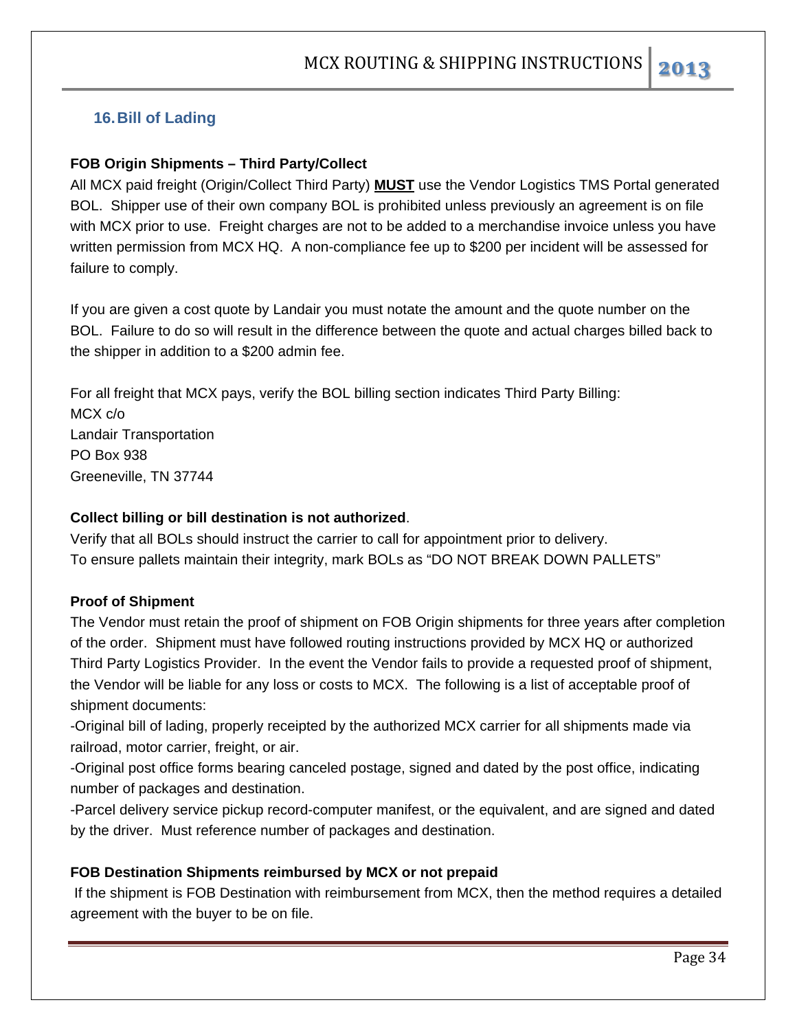## 16. Bill of Lading

**FOB Origin Shipments – Third Party/Collect**

All MCX paid freight (Origin/Collect Third Party) **MUST** use the Vendor Logistics TMS Portal generated BOL. Shipper use of their own company BOL is prohibited unless previously an agreement is on file with MCX prior to use. Freight charges are not to be added to a merchandise invoice unless you have written permission from MCX HQ. A non-compliance fee up to $200 per incident will be assessed for failure to comply.

If you are given a cost quote by Landair you must notate the amount and the quote number on the BOL. Failure to do so will result in the difference between the quote and actual charges billed back to the shipper in addition to a $200 admin fee.

For all freight that MCX pays, verify the BOL billing section indicates Third Party Billing:
MCX c/o
Landair Transportation
PO Box 938
Greeneville, TN 37744

**Collect billing or bill destination is not authorized**.
Verify that all BOLs should instruct the carrier to call for appointment prior to delivery.
To ensure pallets maintain their integrity, mark BOLs as "DO NOT BREAK DOWN PALLETS"

**Proof of Shipment**

The Vendor must retain the proof of shipment on FOB Origin shipments for three years after completion of the order. Shipment must have followed routing instructions provided by MCX HQ or authorized Third Party Logistics Provider. In the event the Vendor fails to provide a requested proof of shipment, the Vendor will be liable for any loss or costs to MCX. The following is a list of acceptable proof of shipment documents:

-Original bill of lading, properly receipted by the authorized MCX carrier for all shipments made via railroad, motor carrier, freight, or air.
-Original post office forms bearing canceled postage, signed and dated by the post office, indicating number of packages and destination.
-Parcel delivery service pickup record-computer manifest, or the equivalent, and are signed and dated by the driver. Must reference number of packages and destination.

**FOB Destination Shipments reimbursed by MCX or not prepaid**

If the shipment is FOB Destination with reimbursement from MCX, then the method requires a detailed agreement with the buyer to be on file.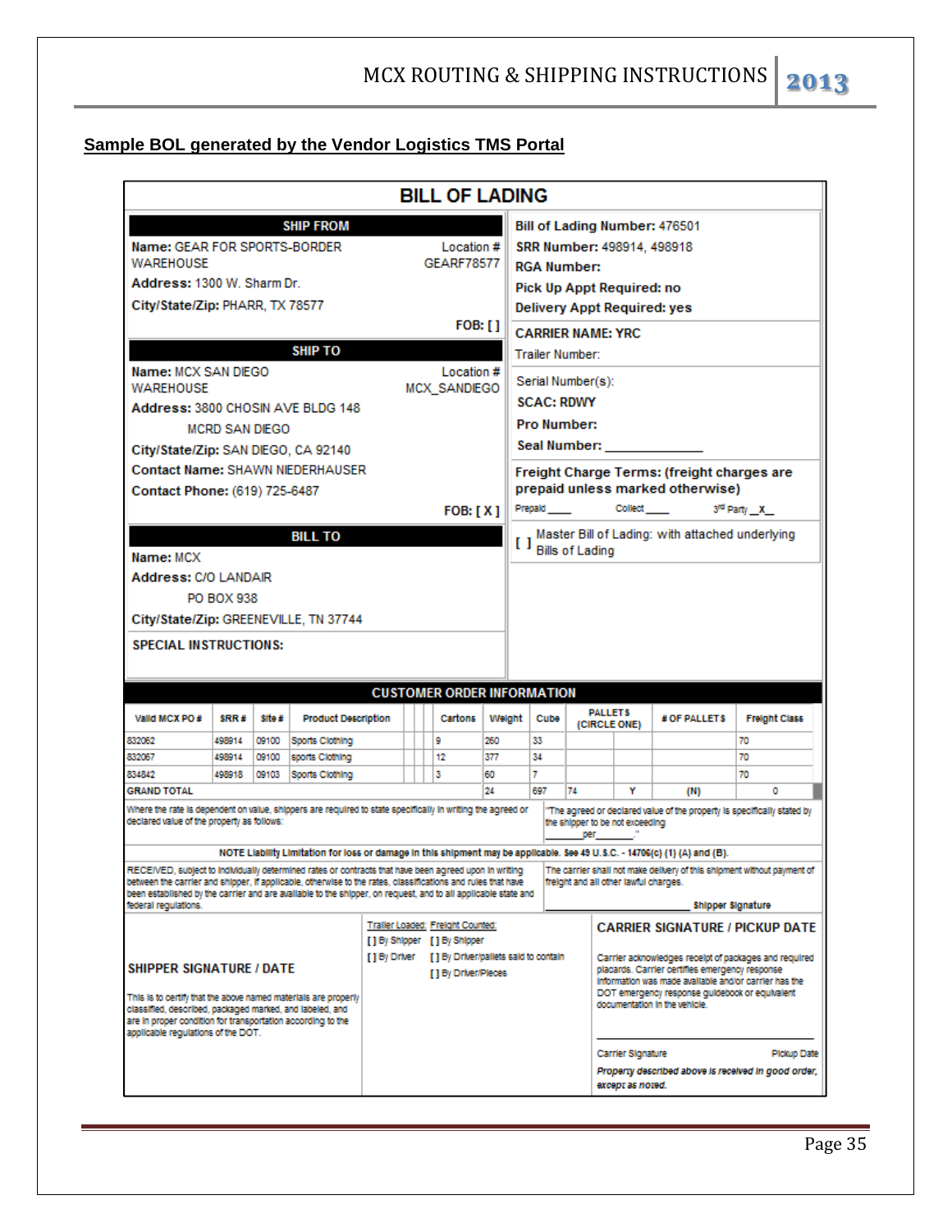## Sample BOL generated by the Vendor Logistics TMS Portal

# BILL OF LADING

**SHIP FROM**

**Name:** GEAR FOR SPORTS-BORDER WAREHOUSE — Location # GEARF78577

**Address:** 1300 W. Sharm Dr.

**City/State/Zip:** PHARR, TX 78577

**FOB:** [ ]

**SHIP TO**

**Name:** MCX SAN DIEGO WAREHOUSE — Location # MCX_SANDIEGO

**Address:** 3800 CHOSIN AVE BLDG 148
MCRD SAN DIEGO

**City/State/Zip:** SAN DIEGO, CA 92140

**Contact Name:** SHAWN NIEDERHAUSER

**Contact Phone:** (619) 725-6487

**FOB:** [ X ]

**BILL TO**

**Name:** MCX

**Address:** C/O LANDAIR
PO BOX 938

**City/State/Zip:** GREENEVILLE, TN 37744

**SPECIAL INSTRUCTIONS:**

**Bill of Lading Number:** 476501

**SRR Number:** 498914, 498918

**RGA Number:**

**Pick Up Appt Required: no**

**Delivery Appt Required: yes**

**CARRIER NAME: YRC**

Trailer Number:

Serial Number(s):

**SCAC: RDWY**

**Pro Number:**

**Seal Number:** _____________

**Freight Charge Terms: (freight charges are prepaid unless marked otherwise)**

Prepaid ____ Collect ____ 3rd Party __X__

[ ] Master Bill of Lading: with attached underlying Bills of Lading

**CUSTOMER ORDER INFORMATION**

| Valid MCX PO # | SRR # | Site # | Product Description | Cartons | Weight | Cube | PALLETS (CIRCLE ONE) | | # OF PALLETS | Freight Class |
|---|---|---|---|---|---|---|---|---|---|---|
| 832062 | 498914 | 09100 | Sports Clothing | 9 | 260 | 33 | | | | 70 |
| 832067 | 498914 | 09100 | sports Clothing | 12 | 377 | 34 | | | | 70 |
| 834842 | 498918 | 09103 | Sports Clothing | 3 | 60 | 7 | | | | 70 |
| GRAND TOTAL | | | | 24 | 697 | 74 | Y | | (N) | 0 |

Where the rate is dependent on value, shippers are required to state specifically in writing the agreed or declared value of the property as follows:

"The agreed or declared value of the property is specifically stated by the shipper to be not exceeding _______ per_______."

**NOTE Liability Limitation for loss or damage in this shipment may be applicable. See 49 U.S.C. - 14706(c) (1) (A) and (B).**

RECEIVED, subject to individually determined rates or contracts that have been agreed upon in writing between the carrier and shipper, if applicable, otherwise to the rates, classifications and rules that have been established by the carrier and are available to the shipper, on request, and to all applicable state and federal regulations.

The carrier shall not make delivery of this shipment without payment of freight and all other lawful charges.

_______________________ **Shipper Signature**

**SHIPPER SIGNATURE / DATE**

This is to certify that the above named materials are properly classified, described, packaged marked, and labeled, and are in proper condition for transportation according to the applicable regulations of the DOT.

Trailer Loaded: [ ] By Shipper [ ] By Driver

Freight Counted: [ ] By Shipper [ ] By Driver/pallets said to contain [ ] By Driver/Pieces

**CARRIER SIGNATURE / PICKUP DATE**

Carrier acknowledges receipt of packages and required placards. Carrier certifies emergency response information was made available and/or carrier has the DOT emergency response guidebook or equivalent documentation in the vehicle.

Carrier Signature — Pickup Date

*Property described above is received in good order, except as noted.*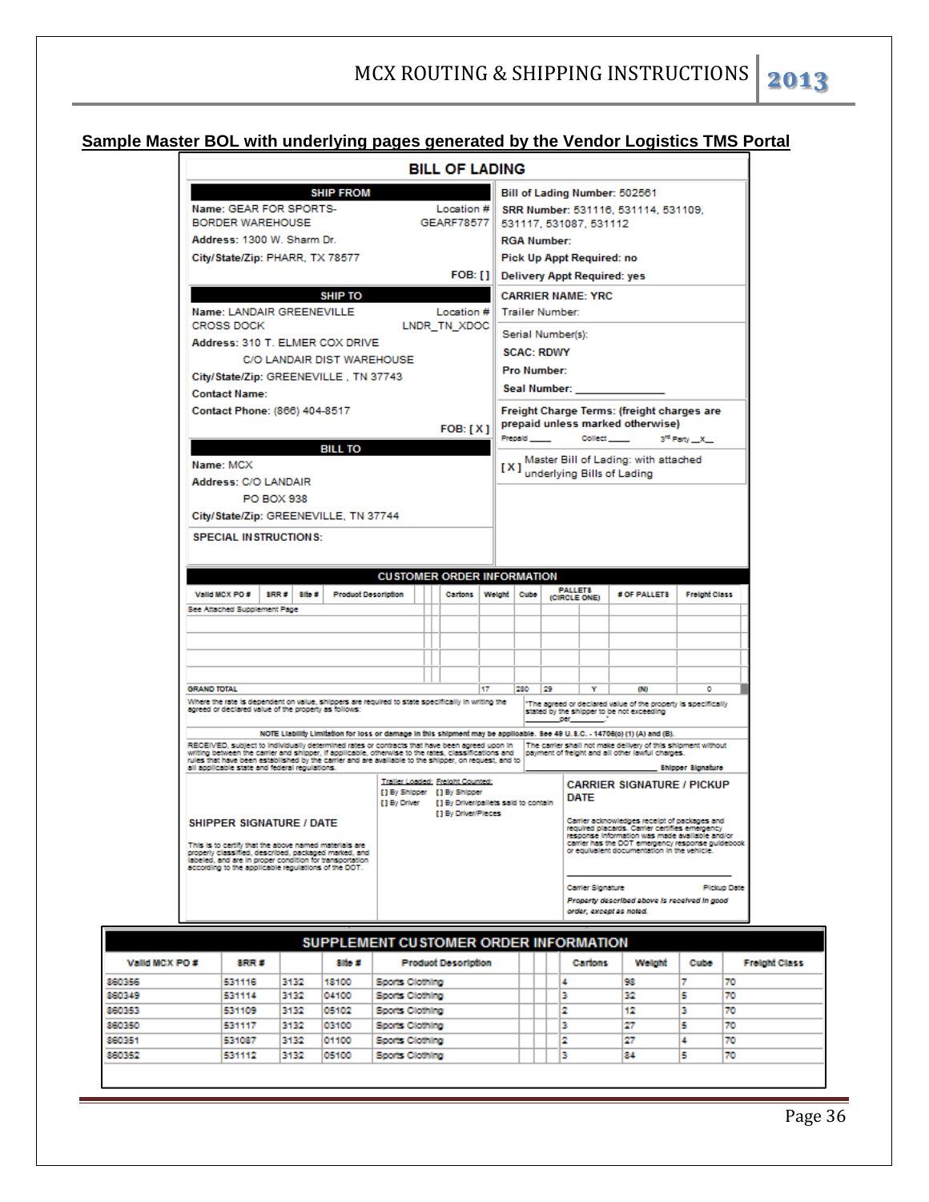## Sample Master BOL with underlying pages generated by the Vendor Logistics TMS Portal

### BILL OF LADING

**SHIP FROM**

Name: GEAR FOR SPORTS-BORDER WAREHOUSE — Location # GEARF78577

Address: 1300 W. Sharm Dr.

City/State/Zip: PHARR, TX 78577

FOB: [ ]

**Bill of Lading Number:** 502561

**SRR Number:** 531116, 531114, 531109, 531117, 531087, 531112

**RGA Number:**

**Pick Up Appt Required:** no

**Delivery Appt Required:** yes

**SHIP TO**

Name: LANDAIR GREENEVILLE CROSS DOCK — Location # LNDR_TN_XDOC

Address: 310 T. ELMER COX DRIVE
C/O LANDAIR DIST WAREHOUSE

City/State/Zip: GREENEVILLE , TN 37743

Contact Name:

Contact Phone: (866) 404-8517

FOB: [ X ]

**CARRIER NAME: YRC**

Trailer Number:

Serial Number(s):

**SCAC: RDWY**

**Pro Number:**

**Seal Number:** ____________

**Freight Charge Terms: (freight charges are prepaid unless marked otherwise)**

Prepaid ____ Collect ____ 3rd Party __X__

[ X ] Master Bill of Lading: with attached underlying Bills of Lading

**BILL TO**

Name: MCX

Address: C/O LANDAIR
PO BOX 938

City/State/Zip: GREENEVILLE, TN 37744

**SPECIAL INSTRUCTIONS:**

**CUSTOMER ORDER INFORMATION**

| Valid MCX PO # | SRR # | Site # | Product Description | | | Cartons | Weight | Cube | PALLETS (CIRCLE ONE) | | # OF PALLETS | Freight Class |
|---|---|---|---|---|---|---|---|---|---|---|---|---|
| See Attached Supplement Page | | | | | | | | | | | | |
| GRAND TOTAL | | | | | | 17 | 280 | 29 | Y | | (N) | 0 |

Where the rate is dependent on value, shippers are required to state specifically in writing the agreed or declared value of the property as follows:

"The agreed or declared value of the property is specifically stated by the shipper to be not exceeding ________ per ________."

NOTE Liability Limitation for loss or damage in this shipment may be applicable. See 49 U.S.C. - 14706(c) (1) (A) and (B).

RECEIVED, subject to individually determined rates or contracts that have been agreed upon in writing between the carrier and shipper, if applicable, otherwise to the rates, classifications and rules that have been established by the carrier and are available to the shipper, on request, and to all applicable state and federal regulations.

The carrier shall not make delivery of this shipment without payment of freight and all other lawful charges.

________________ Shipper Signature

**SHIPPER SIGNATURE / DATE**

This is to certify that the above named materials are properly classified, described, packaged marked, and labeled, and are in proper condition for transportation according to the applicable regulations of the DOT.

Trailer Loaded: [ ] By Shipper [ ] By Driver

Freight Counted: [ ] By Shipper [ ] By Driver/pallets said to contain [ ] By Driver/Pieces

**CARRIER SIGNATURE / PICKUP DATE**

Carrier acknowledges receipt of packages and required placards. Carrier certifies emergency response information was made available and/or carrier has the DOT emergency response guidebook or equivalent documentation in the vehicle.

Carrier Signature — Pickup Date

*Property described above is received in good order, except as noted.*

### SUPPLEMENT CUSTOMER ORDER INFORMATION

| Valid MCX PO # | SRR # | | Site # | Product Description | | | | Cartons | Weight | Cube | Freight Class |
|---|---|---|---|---|---|---|---|---|---|---|---|
| 860356 | 531116 | 3132 | 18100 | Sports Clothing | | | | 4 | 98 | 7 | 70 |
| 860349 | 531114 | 3132 | 04100 | Sports Clothing | | | | 3 | 32 | 5 | 70 |
| 860353 | 531109 | 3132 | 05102 | Sports Clothing | | | | 2 | 12 | 3 | 70 |
| 860350 | 531117 | 3132 | 03100 | Sports Clothing | | | | 3 | 27 | 5 | 70 |
| 860351 | 531087 | 3132 | 01100 | Sports Clothing | | | | 2 | 27 | 4 | 70 |
| 860352 | 531112 | 3132 | 05100 | Sports Clothing | | | | 3 | 84 | 5 | 70 |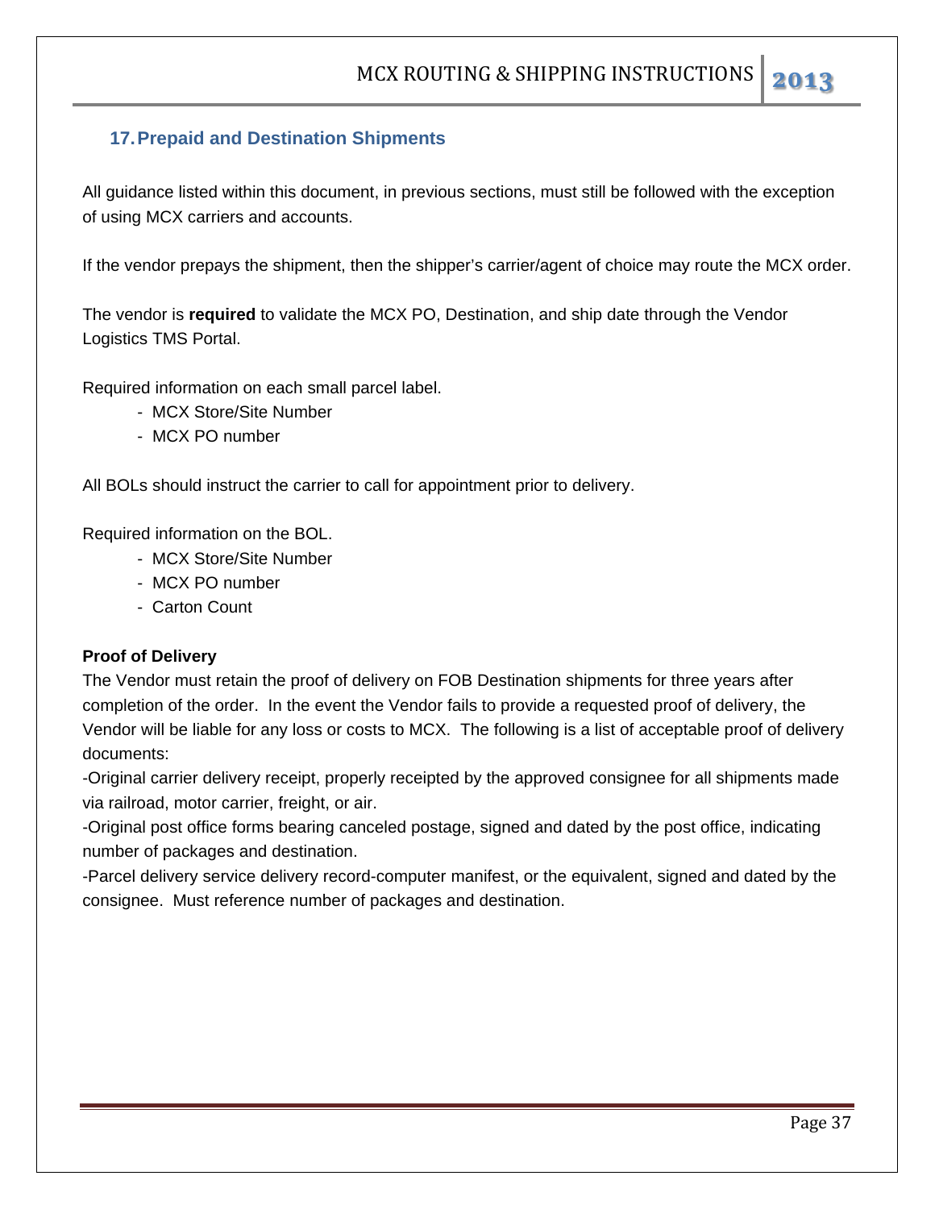## 17. Prepaid and Destination Shipments

All guidance listed within this document, in previous sections, must still be followed with the exception of using MCX carriers and accounts.

If the vendor prepays the shipment, then the shipper's carrier/agent of choice may route the MCX order.

The vendor is **required** to validate the MCX PO, Destination, and ship date through the Vendor Logistics TMS Portal.

Required information on each small parcel label.

- MCX Store/Site Number
- MCX PO number

All BOLs should instruct the carrier to call for appointment prior to delivery.

Required information on the BOL.

- MCX Store/Site Number
- MCX PO number
- Carton Count

**Proof of Delivery**

The Vendor must retain the proof of delivery on FOB Destination shipments for three years after completion of the order. In the event the Vendor fails to provide a requested proof of delivery, the Vendor will be liable for any loss or costs to MCX. The following is a list of acceptable proof of delivery documents:

-Original carrier delivery receipt, properly receipted by the approved consignee for all shipments made via railroad, motor carrier, freight, or air.

-Original post office forms bearing canceled postage, signed and dated by the post office, indicating number of packages and destination.

-Parcel delivery service delivery record-computer manifest, or the equivalent, signed and dated by the consignee. Must reference number of packages and destination.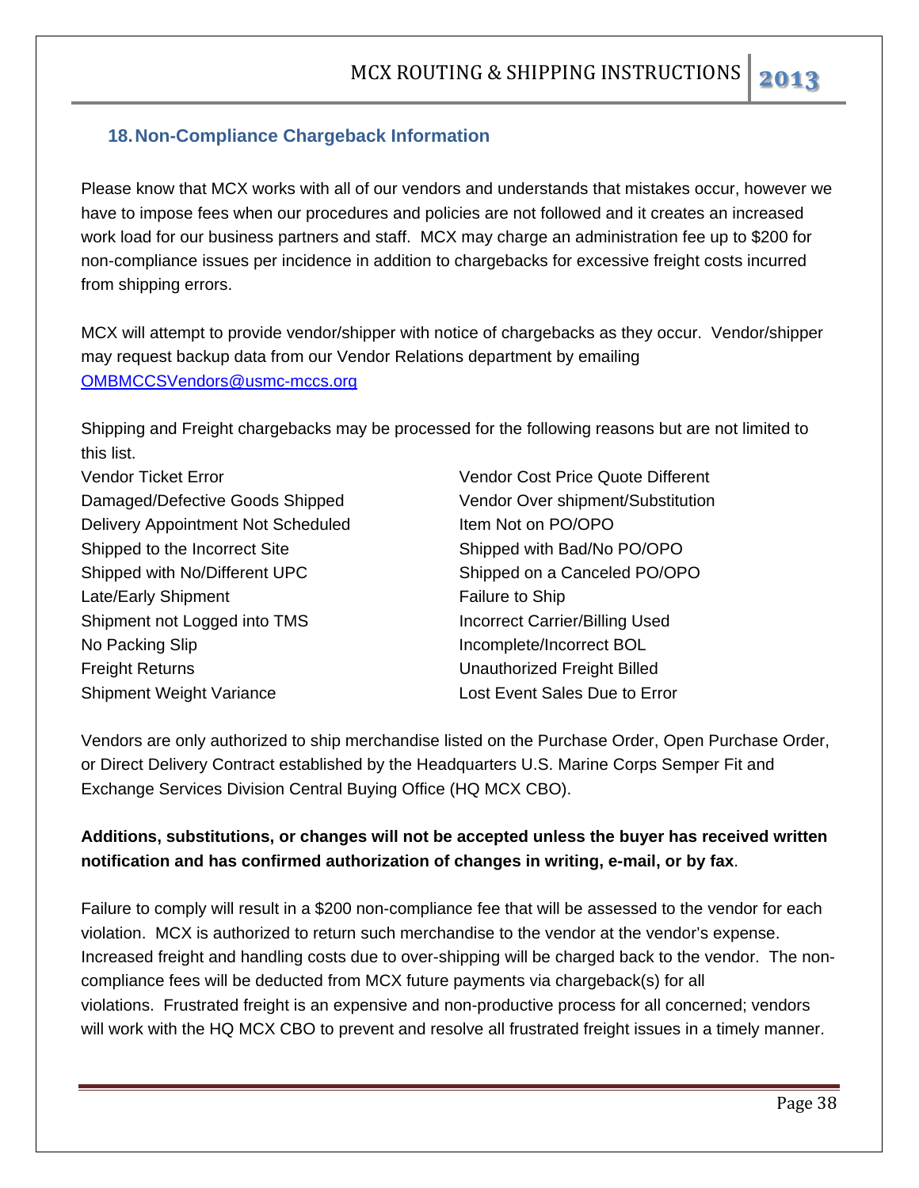## 18. Non-Compliance Chargeback Information

Please know that MCX works with all of our vendors and understands that mistakes occur, however we have to impose fees when our procedures and policies are not followed and it creates an increased work load for our business partners and staff. MCX may charge an administration fee up to $200 for non-compliance issues per incidence in addition to chargebacks for excessive freight costs incurred from shipping errors.

MCX will attempt to provide vendor/shipper with notice of chargebacks as they occur. Vendor/shipper may request backup data from our Vendor Relations department by emailing OMBMCCSVendors@usmc-mccs.org

Shipping and Freight chargebacks may be processed for the following reasons but are not limited to this list.

- Vendor Ticket Error
- Damaged/Defective Goods Shipped
- Delivery Appointment Not Scheduled
- Shipped to the Incorrect Site
- Shipped with No/Different UPC
- Late/Early Shipment
- Shipment not Logged into TMS
- No Packing Slip
- Freight Returns
- Shipment Weight Variance
- Vendor Cost Price Quote Different
- Vendor Over shipment/Substitution
- Item Not on PO/OPO
- Shipped with Bad/No PO/OPO
- Shipped on a Canceled PO/OPO
- Failure to Ship
- Incorrect Carrier/Billing Used
- Incomplete/Incorrect BOL
- Unauthorized Freight Billed
- Lost Event Sales Due to Error

Vendors are only authorized to ship merchandise listed on the Purchase Order, Open Purchase Order, or Direct Delivery Contract established by the Headquarters U.S. Marine Corps Semper Fit and Exchange Services Division Central Buying Office (HQ MCX CBO).

**Additions, substitutions, or changes will not be accepted unless the buyer has received written notification and has confirmed authorization of changes in writing, e-mail, or by fax**.

Failure to comply will result in a $200 non-compliance fee that will be assessed to the vendor for each violation. MCX is authorized to return such merchandise to the vendor at the vendor's expense. Increased freight and handling costs due to over-shipping will be charged back to the vendor. The non-compliance fees will be deducted from MCX future payments via chargeback(s) for all violations. Frustrated freight is an expensive and non-productive process for all concerned; vendors will work with the HQ MCX CBO to prevent and resolve all frustrated freight issues in a timely manner.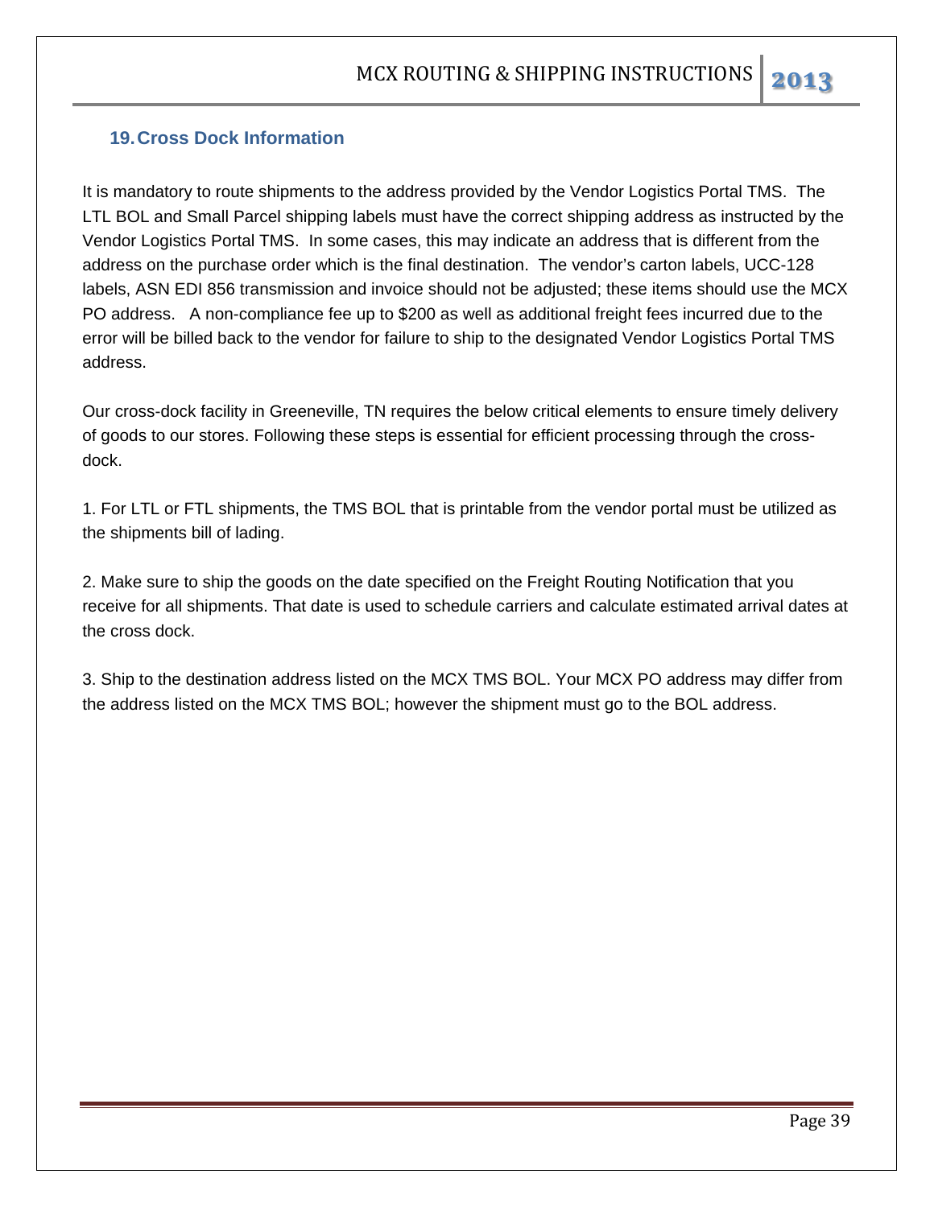## 19. Cross Dock Information

It is mandatory to route shipments to the address provided by the Vendor Logistics Portal TMS. The LTL BOL and Small Parcel shipping labels must have the correct shipping address as instructed by the Vendor Logistics Portal TMS. In some cases, this may indicate an address that is different from the address on the purchase order which is the final destination. The vendor's carton labels, UCC-128 labels, ASN EDI 856 transmission and invoice should not be adjusted; these items should use the MCX PO address. A non-compliance fee up to $200 as well as additional freight fees incurred due to the error will be billed back to the vendor for failure to ship to the designated Vendor Logistics Portal TMS address.

Our cross-dock facility in Greeneville, TN requires the below critical elements to ensure timely delivery of goods to our stores. Following these steps is essential for efficient processing through the cross-dock.

1. For LTL or FTL shipments, the TMS BOL that is printable from the vendor portal must be utilized as the shipments bill of lading.

2. Make sure to ship the goods on the date specified on the Freight Routing Notification that you receive for all shipments. That date is used to schedule carriers and calculate estimated arrival dates at the cross dock.

3. Ship to the destination address listed on the MCX TMS BOL. Your MCX PO address may differ from the address listed on the MCX TMS BOL; however the shipment must go to the BOL address.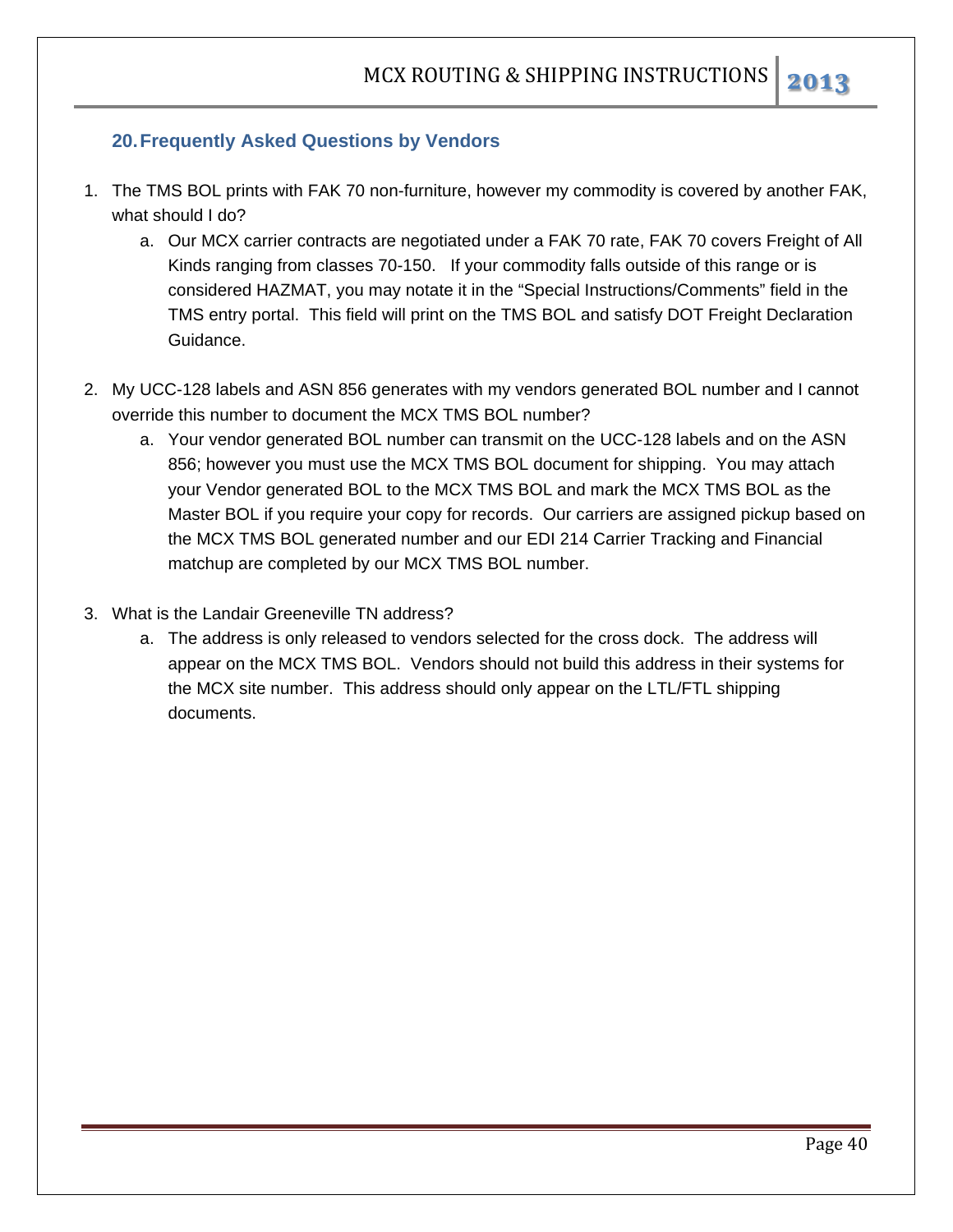## 20. Frequently Asked Questions by Vendors

1. The TMS BOL prints with FAK 70 non-furniture, however my commodity is covered by another FAK, what should I do?
    a. Our MCX carrier contracts are negotiated under a FAK 70 rate, FAK 70 covers Freight of All Kinds ranging from classes 70-150. If your commodity falls outside of this range or is considered HAZMAT, you may notate it in the “Special Instructions/Comments” field in the TMS entry portal. This field will print on the TMS BOL and satisfy DOT Freight Declaration Guidance.

2. My UCC-128 labels and ASN 856 generates with my vendors generated BOL number and I cannot override this number to document the MCX TMS BOL number?
    a. Your vendor generated BOL number can transmit on the UCC-128 labels and on the ASN 856; however you must use the MCX TMS BOL document for shipping. You may attach your Vendor generated BOL to the MCX TMS BOL and mark the MCX TMS BOL as the Master BOL if you require your copy for records. Our carriers are assigned pickup based on the MCX TMS BOL generated number and our EDI 214 Carrier Tracking and Financial matchup are completed by our MCX TMS BOL number.

3. What is the Landair Greeneville TN address?
    a. The address is only released to vendors selected for the cross dock. The address will appear on the MCX TMS BOL. Vendors should not build this address in their systems for the MCX site number. This address should only appear on the LTL/FTL shipping documents.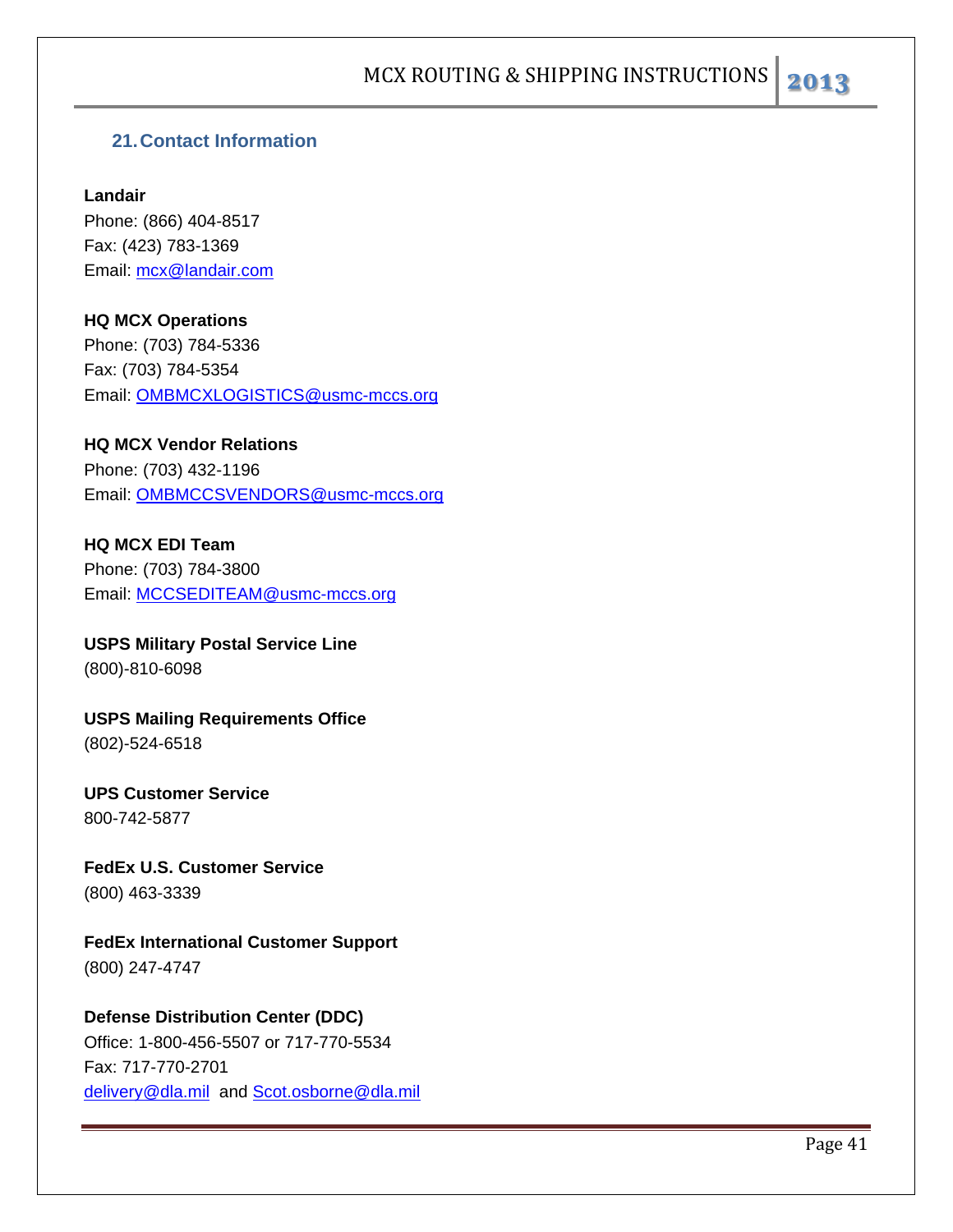## 21. Contact Information

**Landair**
Phone: (866) 404-8517
Fax: (423) 783-1369
Email: mcx@landair.com

**HQ MCX Operations**
Phone: (703) 784-5336
Fax: (703) 784-5354
Email: OMBMCXLOGISTICS@usmc-mccs.org

**HQ MCX Vendor Relations**
Phone: (703) 432-1196
Email: OMBMCCSVENDORS@usmc-mccs.org

**HQ MCX EDI Team**
Phone: (703) 784-3800
Email: MCCSEDITEAM@usmc-mccs.org

**USPS Military Postal Service Line**
(800)-810-6098

**USPS Mailing Requirements Office**
(802)-524-6518

**UPS Customer Service**
800-742-5877

**FedEx U.S. Customer Service**
(800) 463-3339

**FedEx International Customer Support**
(800) 247-4747

**Defense Distribution Center (DDC)**
Office: 1-800-456-5507 or 717-770-5534
Fax: 717-770-2701
delivery@dla.mil and Scot.osborne@dla.mil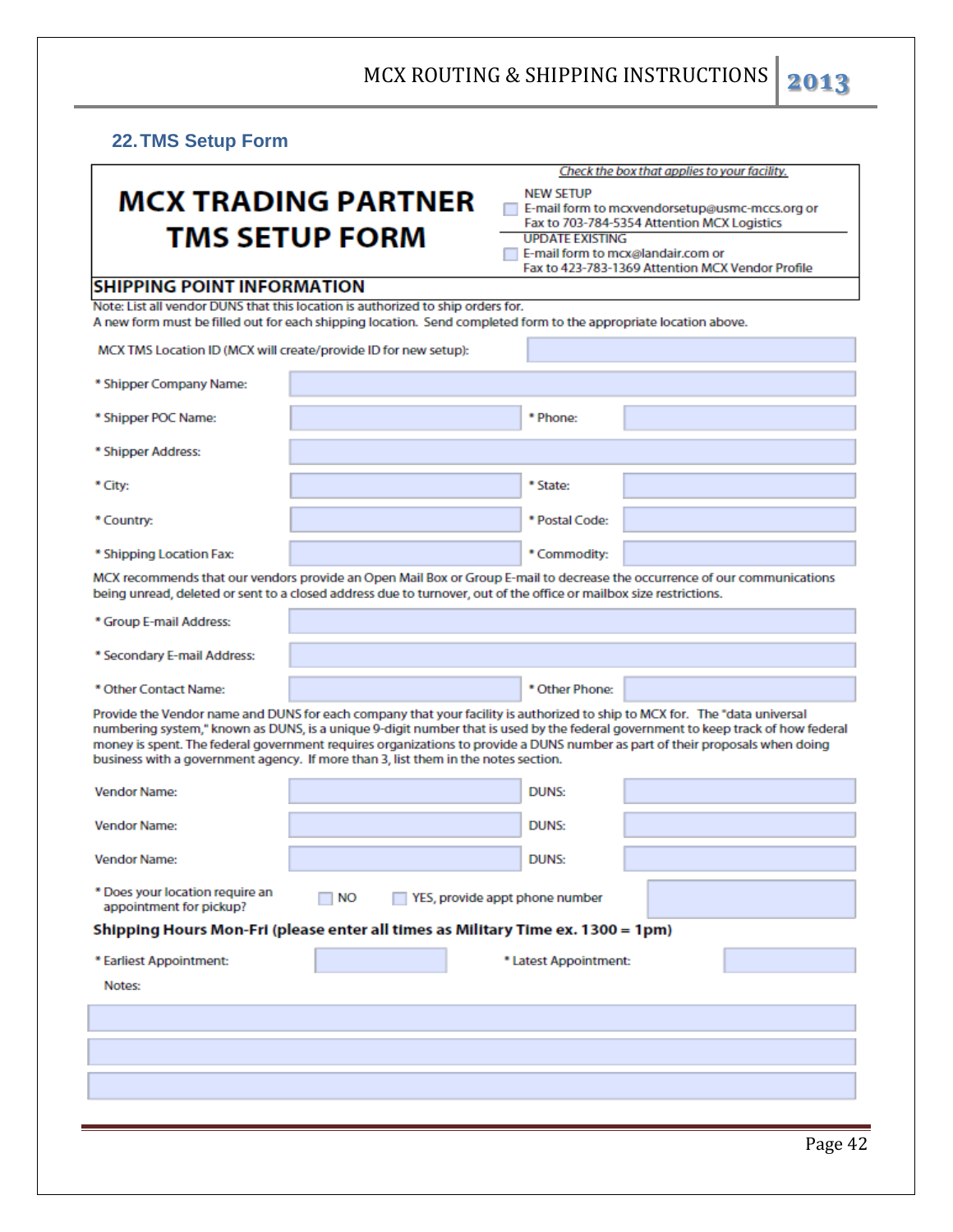## 22. TMS Setup Form

# MCX TRADING PARTNER TMS SETUP FORM

*Check the box that applies to your facility.*

☐ NEW SETUP
E-mail form to mcxvendorsetup@usmc-mccs.org or
Fax to 703-784-5354 Attention MCX Logistics

☐ UPDATE EXISTING
E-mail form to mcx@landair.com or
Fax to 423-783-1369 Attention MCX Vendor Profile

**SHIPPING POINT INFORMATION**

Note: List all vendor DUNS that this location is authorized to ship orders for.
A new form must be filled out for each shipping location. Send completed form to the appropriate location above.

MCX TMS Location ID (MCX will create/provide ID for new setup): ____________

* Shipper Company Name: ____________

* Shipper POC Name: ____________ * Phone: ____________

* Shipper Address: ____________

* City: ____________ * State: ____________

* Country: ____________ * Postal Code: ____________

* Shipping Location Fax: ____________ * Commodity: ____________

MCX recommends that our vendors provide an Open Mail Box or Group E-mail to decrease the occurrence of our communications being unread, deleted or sent to a closed address due to turnover, out of the office or mailbox size restrictions.

* Group E-mail Address: ____________

* Secondary E-mail Address: ____________

* Other Contact Name: ____________ * Other Phone: ____________

Provide the Vendor name and DUNS for each company that your facility is authorized to ship to MCX for. The "data universal numbering system," known as DUNS, is a unique 9-digit number that is used by the federal government to keep track of how federal money is spent. The federal government requires organizations to provide a DUNS number as part of their proposals when doing business with a government agency. If more than 3, list them in the notes section.

Vendor Name: ____________ DUNS: ____________

Vendor Name: ____________ DUNS: ____________

Vendor Name: ____________ DUNS: ____________

* Does your location require an appointment for pickup? ☐ NO ☐ YES, provide appt phone number ____________

**Shipping Hours Mon-Fri (please enter all times as Military Time ex. 1300 = 1pm)**

* Earliest Appointment: ____________ * Latest Appointment: ____________

Notes:

____________

____________

____________